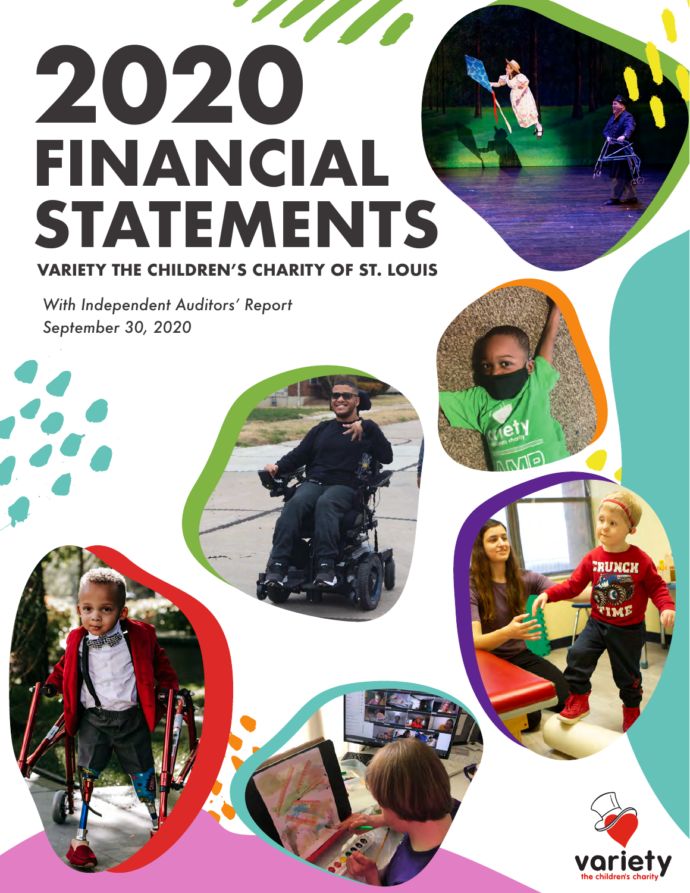# 2020 FINANCIAL STATEMENTS

## VARIETY THE CHILDREN'S CHARITY OF ST. LOUIS

*With Independent Auditors' Report*
*September 30, 2020*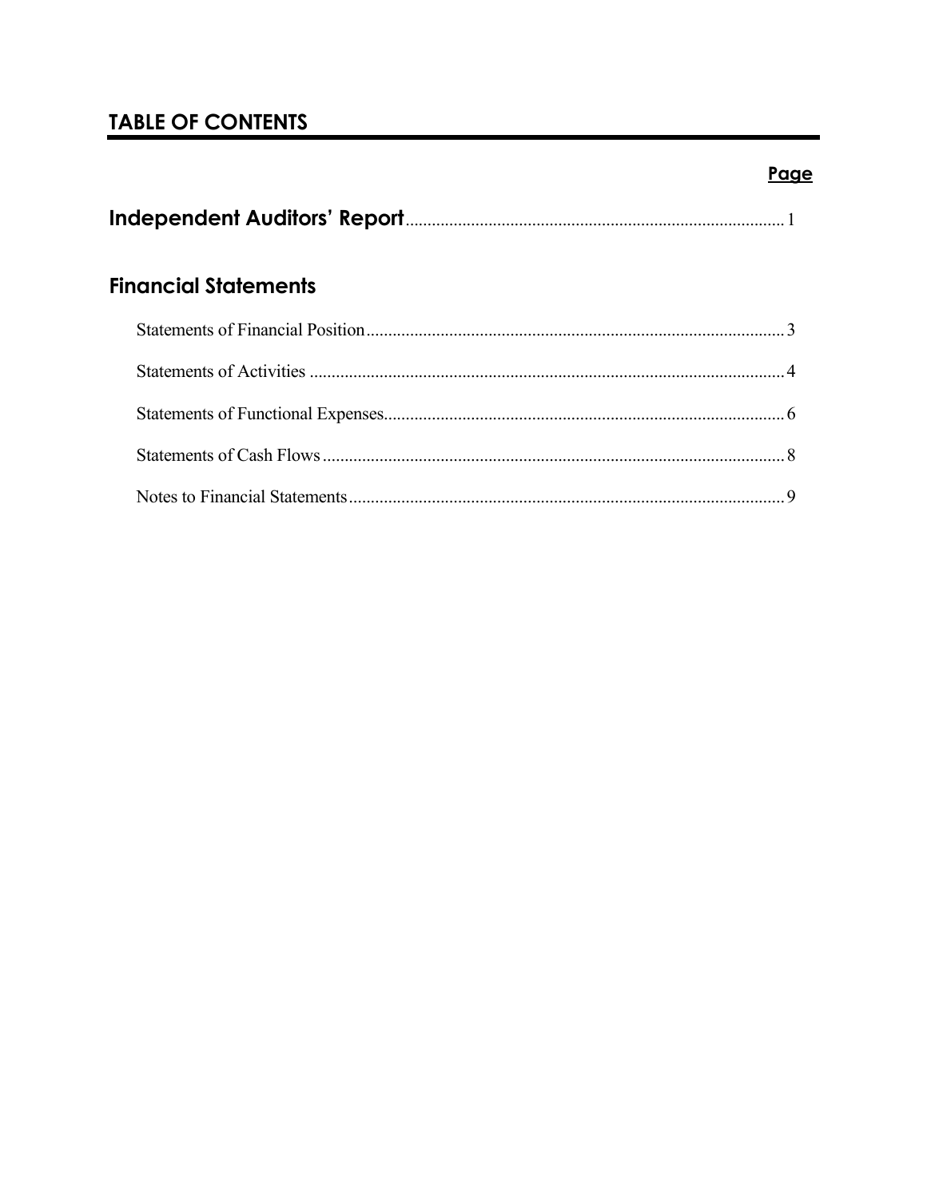## TABLE OF CONTENTS

| | Page |
|---|---|
| **Independent Auditors' Report** | 1 |
| **Financial Statements** | |
| Statements of Financial Position | 3 |
| Statements of Activities | 4 |
| Statements of Functional Expenses | 6 |
| Statements of Cash Flows | 8 |
| Notes to Financial Statements | 9 |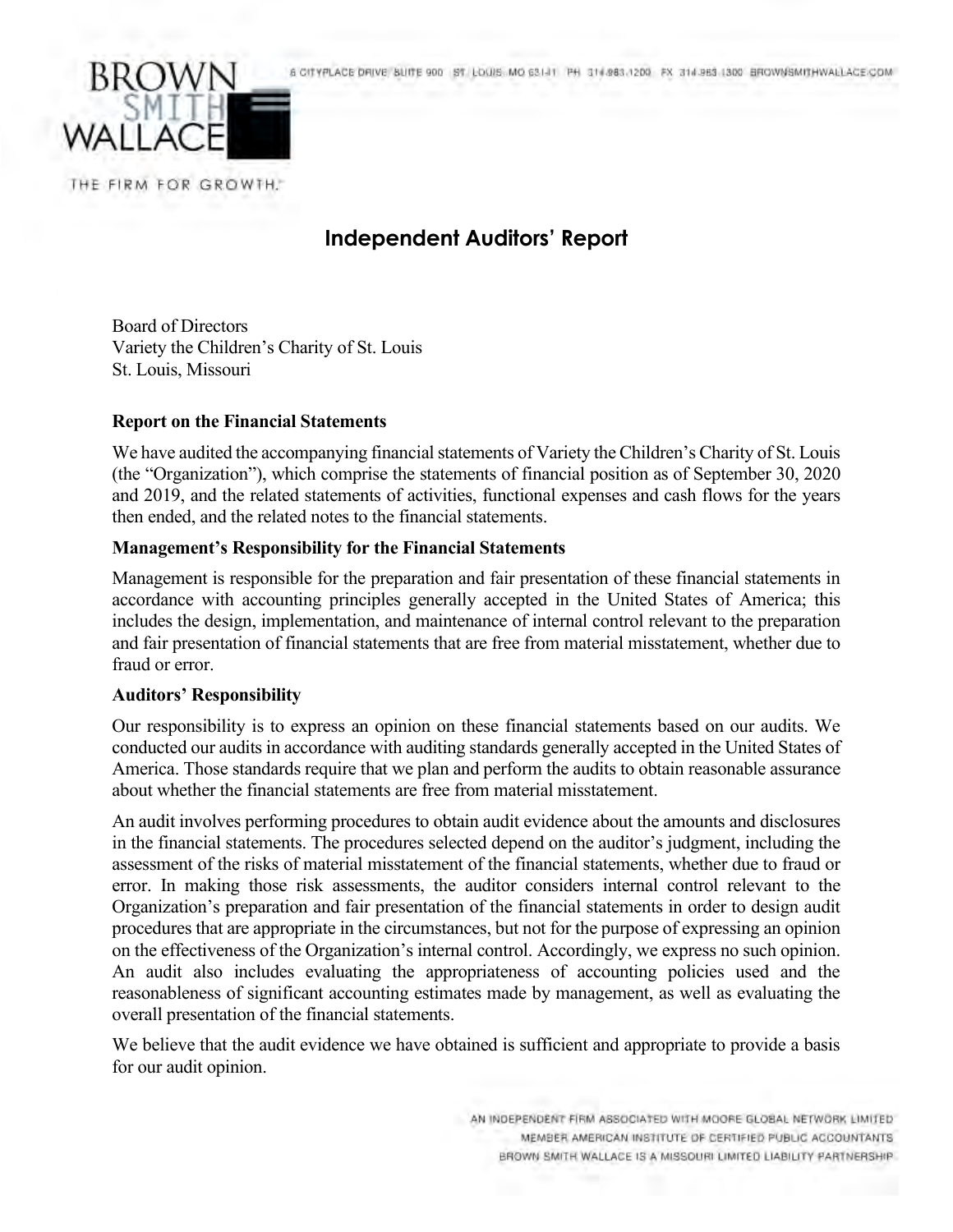# Independent Auditors' Report

Board of Directors
Variety the Children's Charity of St. Louis
St. Louis, Missouri

**Report on the Financial Statements**

We have audited the accompanying financial statements of Variety the Children's Charity of St. Louis (the "Organization"), which comprise the statements of financial position as of September 30, 2020 and 2019, and the related statements of activities, functional expenses and cash flows for the years then ended, and the related notes to the financial statements.

**Management's Responsibility for the Financial Statements**

Management is responsible for the preparation and fair presentation of these financial statements in accordance with accounting principles generally accepted in the United States of America; this includes the design, implementation, and maintenance of internal control relevant to the preparation and fair presentation of financial statements that are free from material misstatement, whether due to fraud or error.

**Auditors' Responsibility**

Our responsibility is to express an opinion on these financial statements based on our audits. We conducted our audits in accordance with auditing standards generally accepted in the United States of America. Those standards require that we plan and perform the audits to obtain reasonable assurance about whether the financial statements are free from material misstatement.

An audit involves performing procedures to obtain audit evidence about the amounts and disclosures in the financial statements. The procedures selected depend on the auditor's judgment, including the assessment of the risks of material misstatement of the financial statements, whether due to fraud or error. In making those risk assessments, the auditor considers internal control relevant to the Organization's preparation and fair presentation of the financial statements in order to design audit procedures that are appropriate in the circumstances, but not for the purpose of expressing an opinion on the effectiveness of the Organization's internal control. Accordingly, we express no such opinion. An audit also includes evaluating the appropriateness of accounting policies used and the reasonableness of significant accounting estimates made by management, as well as evaluating the overall presentation of the financial statements.

We believe that the audit evidence we have obtained is sufficient and appropriate to provide a basis for our audit opinion.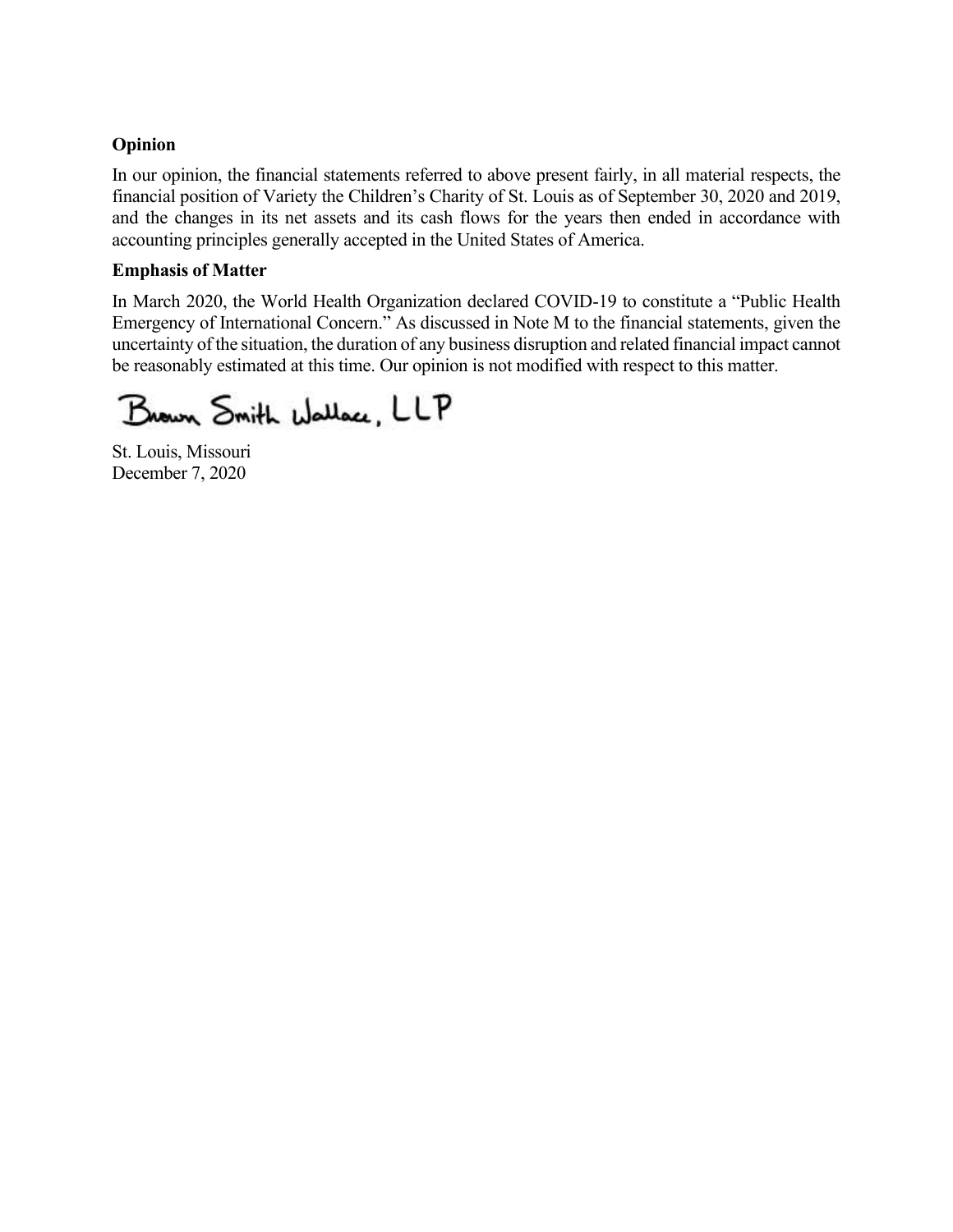**Opinion**

In our opinion, the financial statements referred to above present fairly, in all material respects, the financial position of Variety the Children's Charity of St. Louis as of September 30, 2020 and 2019, and the changes in its net assets and its cash flows for the years then ended in accordance with accounting principles generally accepted in the United States of America.

**Emphasis of Matter**

In March 2020, the World Health Organization declared COVID-19 to constitute a "Public Health Emergency of International Concern." As discussed in Note M to the financial statements, given the uncertainty of the situation, the duration of any business disruption and related financial impact cannot be reasonably estimated at this time. Our opinion is not modified with respect to this matter.

Brown Smith Wallace, LLP

St. Louis, Missouri
December 7, 2020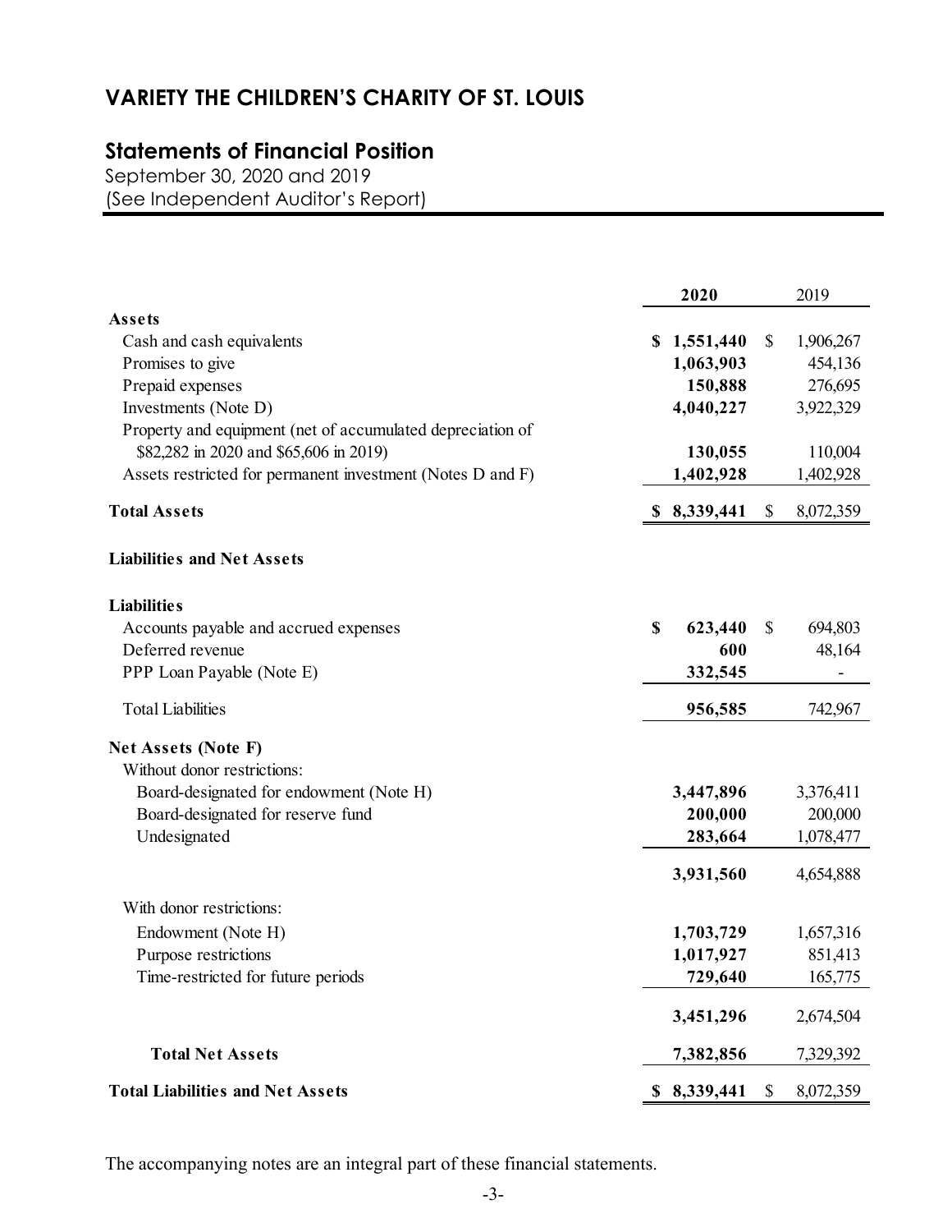# VARIETY THE CHILDREN'S CHARITY OF ST. LOUIS

## Statements of Financial Position

September 30, 2020 and 2019
(See Independent Auditor's Report)

| | 2020 | 2019 |
|---|---|---|
| **Assets** | | |
| Cash and cash equivalents | **$ 1,551,440** | $ 1,906,267 |
| Promises to give | **1,063,903** | 454,136 |
| Prepaid expenses | **150,888** | 276,695 |
| Investments (Note D) | **4,040,227** | 3,922,329 |
| Property and equipment (net of accumulated depreciation of $82,282 in 2020 and $65,606 in 2019) | **130,055** | 110,004 |
| Assets restricted for permanent investment (Notes D and F) | **1,402,928** | 1,402,928 |
| **Total Assets** | **$ 8,339,441** | $ 8,072,359 |
| **Liabilities and Net Assets** | | |
| **Liabilities** | | |
| Accounts payable and accrued expenses | **$ 623,440** | $ 694,803 |
| Deferred revenue | **600** | 48,164 |
| PPP Loan Payable (Note E) | **332,545** | - |
| Total Liabilities | **956,585** | 742,967 |
| **Net Assets (Note F)** | | |
| Without donor restrictions: | | |
| Board-designated for endowment (Note H) | **3,447,896** | 3,376,411 |
| Board-designated for reserve fund | **200,000** | 200,000 |
| Undesignated | **283,664** | 1,078,477 |
| | **3,931,560** | 4,654,888 |
| With donor restrictions: | | |
| Endowment (Note H) | **1,703,729** | 1,657,316 |
| Purpose restrictions | **1,017,927** | 851,413 |
| Time-restricted for future periods | **729,640** | 165,775 |
| | **3,451,296** | 2,674,504 |
| **Total Net Assets** | **7,382,856** | 7,329,392 |
| **Total Liabilities and Net Assets** | **$ 8,339,441** | $ 8,072,359 |

The accompanying notes are an integral part of these financial statements.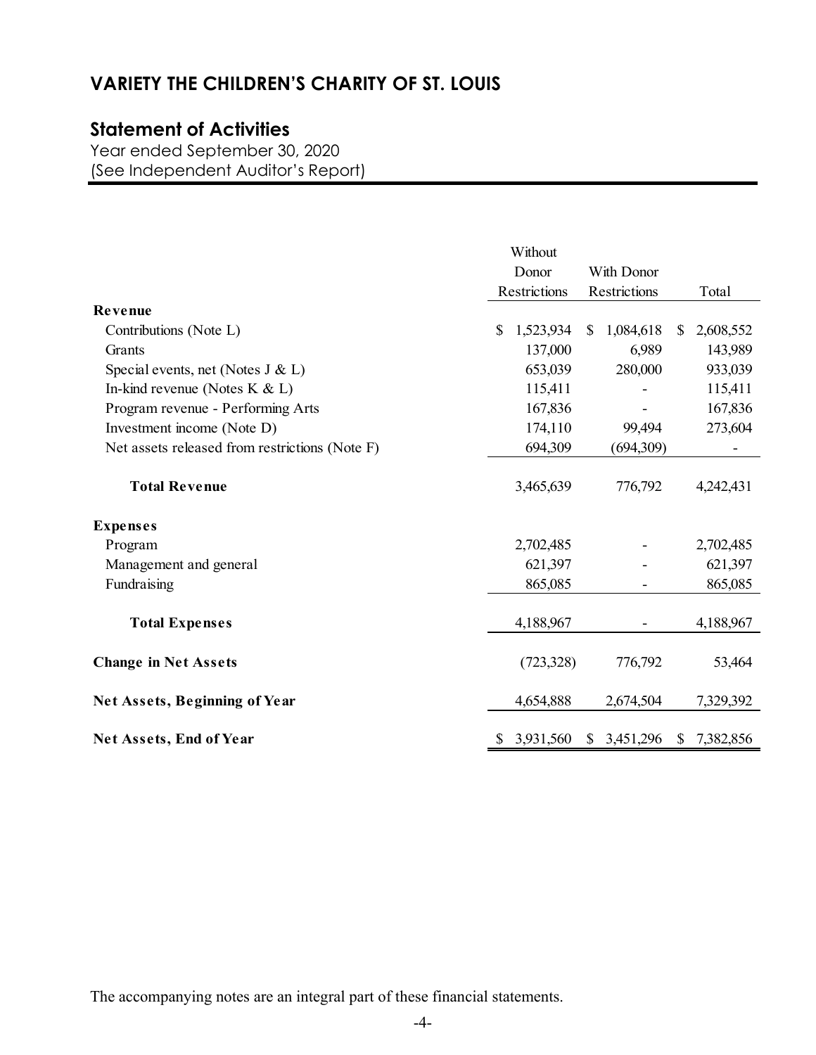# VARIETY THE CHILDREN'S CHARITY OF ST. LOUIS

## Statement of Activities

Year ended September 30, 2020
(See Independent Auditor's Report)

| | Without Donor Restrictions | With Donor Restrictions | Total |
|---|---|---|---|
| **Revenue** | | | |
| Contributions (Note L) | $ 1,523,934 | $ 1,084,618 | $ 2,608,552 |
| Grants | 137,000 | 6,989 | 143,989 |
| Special events, net (Notes J & L) | 653,039 | 280,000 | 933,039 |
| In-kind revenue (Notes K & L) | 115,411 | - | 115,411 |
| Program revenue - Performing Arts | 167,836 | - | 167,836 |
| Investment income (Note D) | 174,110 | 99,494 | 273,604 |
| Net assets released from restrictions (Note F) | 694,309 | (694,309) | - |
| **Total Revenue** | 3,465,639 | 776,792 | 4,242,431 |
| **Expenses** | | | |
| Program | 2,702,485 | - | 2,702,485 |
| Management and general | 621,397 | - | 621,397 |
| Fundraising | 865,085 | - | 865,085 |
| **Total Expenses** | 4,188,967 | - | 4,188,967 |
| **Change in Net Assets** | (723,328) | 776,792 | 53,464 |
| **Net Assets, Beginning of Year** | 4,654,888 | 2,674,504 | 7,329,392 |
| **Net Assets, End of Year** | $ 3,931,560 | $ 3,451,296 | $ 7,382,856 |

The accompanying notes are an integral part of these financial statements.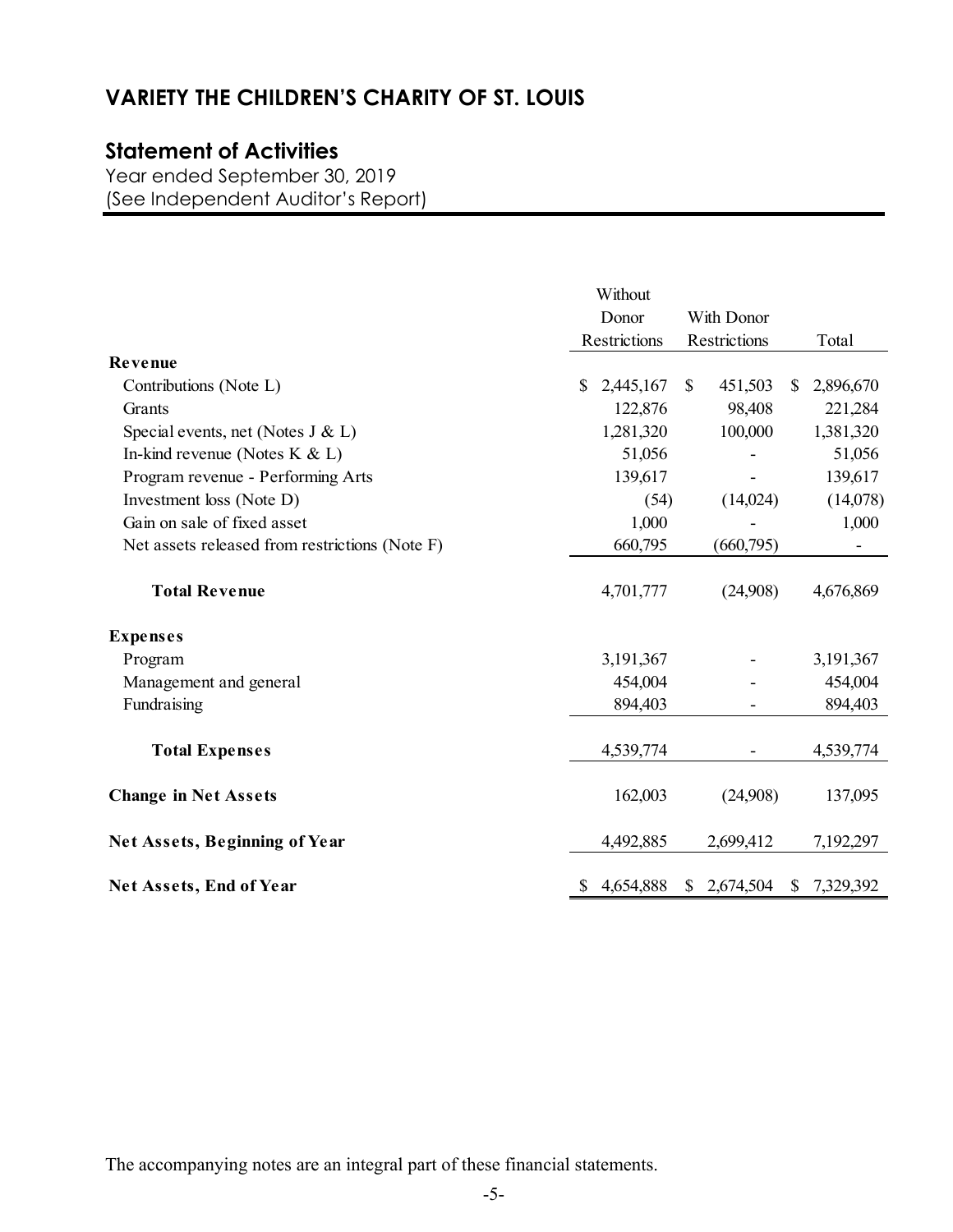# VARIETY THE CHILDREN'S CHARITY OF ST. LOUIS

## Statement of Activities

Year ended September 30, 2019
(See Independent Auditor's Report)

| | Without Donor Restrictions | With Donor Restrictions | Total |
|---|---|---|---|
| **Revenue** | | | |
| Contributions (Note L) | $ 2,445,167 | $ 451,503 | $ 2,896,670 |
| Grants | 122,876 | 98,408 | 221,284 |
| Special events, net (Notes J & L) | 1,281,320 | 100,000 | 1,381,320 |
| In-kind revenue (Notes K & L) | 51,056 | - | 51,056 |
| Program revenue - Performing Arts | 139,617 | - | 139,617 |
| Investment loss (Note D) | (54) | (14,024) | (14,078) |
| Gain on sale of fixed asset | 1,000 | - | 1,000 |
| Net assets released from restrictions (Note F) | 660,795 | (660,795) | - |
| **Total Revenue** | 4,701,777 | (24,908) | 4,676,869 |
| **Expenses** | | | |
| Program | 3,191,367 | - | 3,191,367 |
| Management and general | 454,004 | - | 454,004 |
| Fundraising | 894,403 | - | 894,403 |
| **Total Expenses** | 4,539,774 | - | 4,539,774 |
| **Change in Net Assets** | 162,003 | (24,908) | 137,095 |
| **Net Assets, Beginning of Year** | 4,492,885 | 2,699,412 | 7,192,297 |
| **Net Assets, End of Year** | $ 4,654,888 | $ 2,674,504 | $ 7,329,392 |

The accompanying notes are an integral part of these financial statements.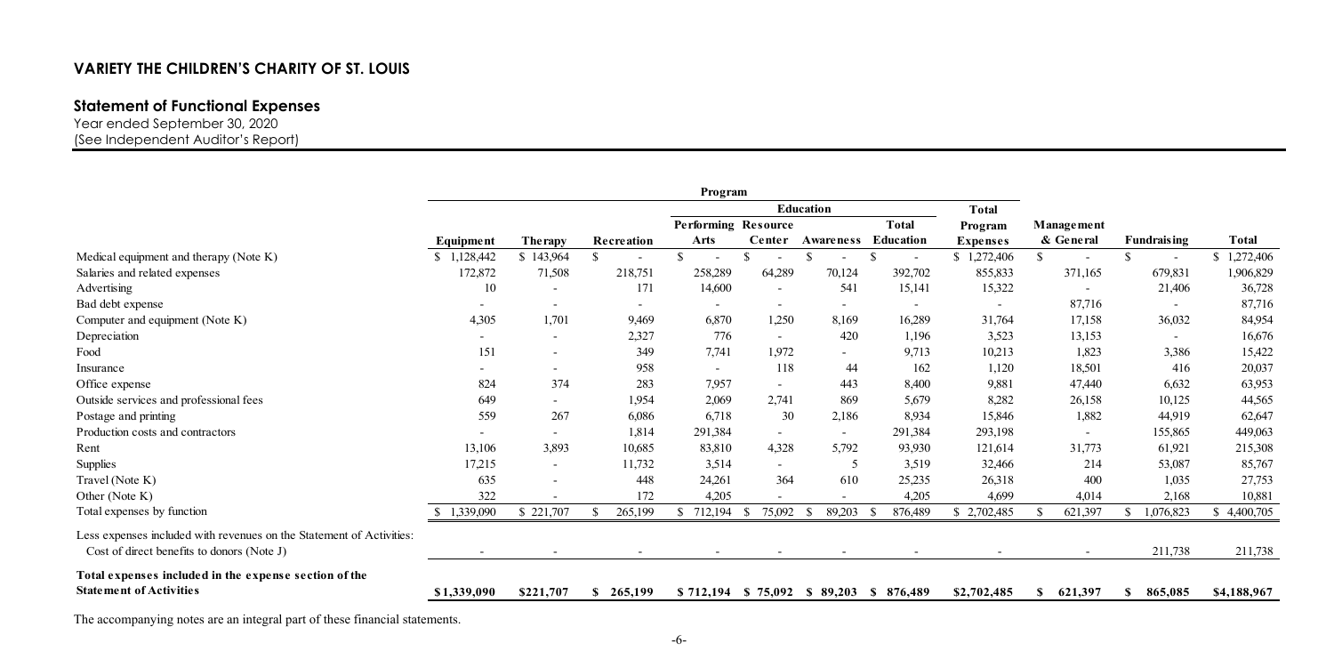# VARIETY THE CHILDREN'S CHARITY OF ST. LOUIS

## Statement of Functional Expenses

Year ended September 30, 2020
(See Independent Auditor's Report)

| | Program | | | | | | | | | | |
|---|---|---|---|---|---|---|---|---|---|---|---|
| | | | | Education | | | | | | | |
| | Equipment | Therapy | Recreation | Performing Arts | Resource Center | Awareness | Total Education | Total Program Expenses | Management & General | Fundraising | Total |
| Medical equipment and therapy (Note K) | $ 1,128,442 | $ 143,964 | $ - | $ - | $ - | $ - | $ - | $ 1,272,406 | $ - | $ - | $ 1,272,406 |
| Salaries and related expenses | 172,872 | 71,508 | 218,751 | 258,289 | 64,289 | 70,124 | 392,702 | 855,833 | 371,165 | 679,831 | 1,906,829 |
| Advertising | 10 | - | 171 | 14,600 | - | 541 | 15,141 | 15,322 | - | 21,406 | 36,728 |
| Bad debt expense | - | - | - | - | - | - | - | - | 87,716 | - | 87,716 |
| Computer and equipment (Note K) | 4,305 | 1,701 | 9,469 | 6,870 | 1,250 | 8,169 | 16,289 | 31,764 | 17,158 | 36,032 | 84,954 |
| Depreciation | - | - | 2,327 | 776 | - | 420 | 1,196 | 3,523 | 13,153 | - | 16,676 |
| Food | 151 | - | 349 | 7,741 | 1,972 | - | 9,713 | 10,213 | 1,823 | 3,386 | 15,422 |
| Insurance | - | - | 958 | - | 118 | 44 | 162 | 1,120 | 18,501 | 416 | 20,037 |
| Office expense | 824 | 374 | 283 | 7,957 | - | 443 | 8,400 | 9,881 | 47,440 | 6,632 | 63,953 |
| Outside services and professional fees | 649 | - | 1,954 | 2,069 | 2,741 | 869 | 5,679 | 8,282 | 26,158 | 10,125 | 44,565 |
| Postage and printing | 559 | 267 | 6,086 | 6,718 | 30 | 2,186 | 8,934 | 15,846 | 1,882 | 44,919 | 62,647 |
| Production costs and contractors | - | - | 1,814 | 291,384 | - | - | 291,384 | 293,198 | - | 155,865 | 449,063 |
| Rent | 13,106 | 3,893 | 10,685 | 83,810 | 4,328 | 5,792 | 93,930 | 121,614 | 31,773 | 61,921 | 215,308 |
| Supplies | 17,215 | - | 11,732 | 3,514 | - | 5 | 3,519 | 32,466 | 214 | 53,087 | 85,767 |
| Travel (Note K) | 635 | - | 448 | 24,261 | 364 | 610 | 25,235 | 26,318 | 400 | 1,035 | 27,753 |
| Other (Note K) | 322 | - | 172 | 4,205 | - | - | 4,205 | 4,699 | 4,014 | 2,168 | 10,881 |
| Total expenses by function | $ 1,339,090 | $ 221,707 | $ 265,199 | $ 712,194 | $ 75,092 | $ 89,203 | $ 876,489 | $ 2,702,485 | $ 621,397 | $ 1,076,823 | $ 4,400,705 |
| Less expenses included with revenues on the Statement of Activities: | | | | | | | | | | | |
| Cost of direct benefits to donors (Note J) | - | - | - | - | - | - | - | - | - | 211,738 | 211,738 |
| **Total expenses included in the expense section of the Statement of Activities** | **$1,339,090** | **$221,707** | **$ 265,199** | **$ 712,194** | **$ 75,092** | **$ 89,203** | **$ 876,489** | **$2,702,485** | **$ 621,397** | **$ 865,085** | **$4,188,967** |

The accompanying notes are an integral part of these financial statements.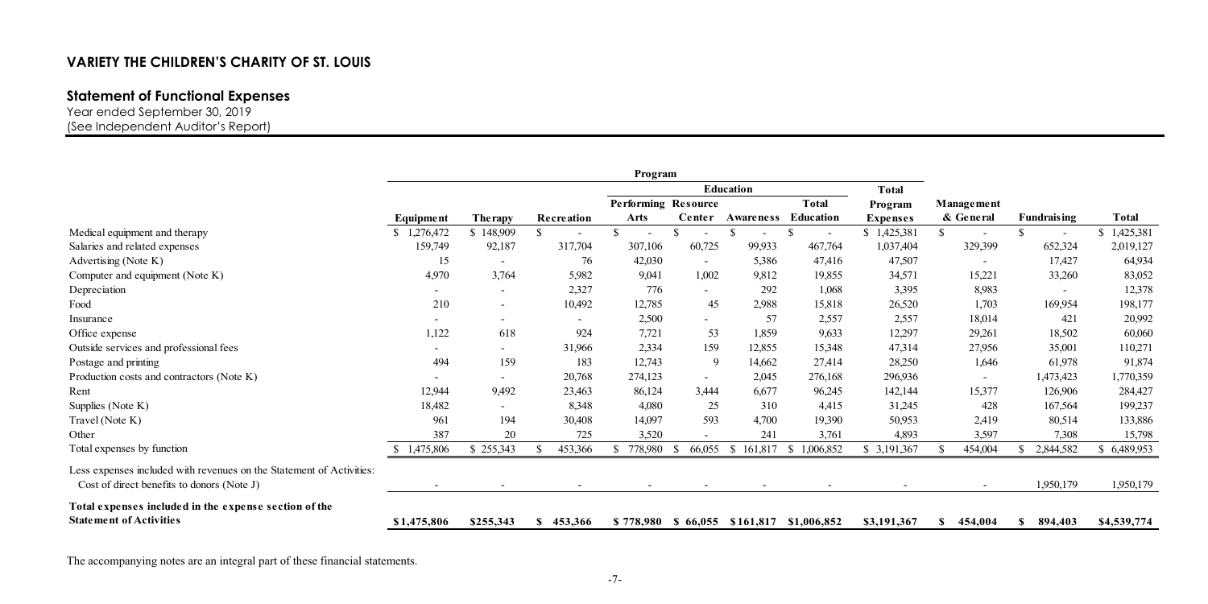## VARIETY THE CHILDREN'S CHARITY OF ST. LOUIS

### Statement of Functional Expenses

Year ended September 30, 2019
(See Independent Auditor's Report)

| | Program | | | | | | | | | | |
|---|---|---|---|---|---|---|---|---|---|---|---|
| | | | | Education | | | | | | | |
| | Equipment | Therapy | Recreation | Performing Arts | Resource Center | Awareness | Total Education | Total Program Expenses | Management & General | Fundraising | Total |
| Medical equipment and therapy | $ 1,276,472 | $ 148,909 | $ - | $ - | $ - | $ - | $ - | $ 1,425,381 | $ - | $ - | $ 1,425,381 |
| Salaries and related expenses | 159,749 | 92,187 | 317,704 | 307,106 | 60,725 | 99,933 | 467,764 | 1,037,404 | 329,399 | 652,324 | 2,019,127 |
| Advertising (Note K) | 15 | - | 76 | 42,030 | - | 5,386 | 47,416 | 47,507 | - | 17,427 | 64,934 |
| Computer and equipment (Note K) | 4,970 | 3,764 | 5,982 | 9,041 | 1,002 | 9,812 | 19,855 | 34,571 | 15,221 | 33,260 | 83,052 |
| Depreciation | - | - | 2,327 | 776 | - | 292 | 1,068 | 3,395 | 8,983 | - | 12,378 |
| Food | 210 | - | 10,492 | 12,785 | 45 | 2,988 | 15,818 | 26,520 | 1,703 | 169,954 | 198,177 |
| Insurance | - | - | - | 2,500 | - | 57 | 2,557 | 2,557 | 18,014 | 421 | 20,992 |
| Office expense | 1,122 | 618 | 924 | 7,721 | 53 | 1,859 | 9,633 | 12,297 | 29,261 | 18,502 | 60,060 |
| Outside services and professional fees | - | - | 31,966 | 2,334 | 159 | 12,855 | 15,348 | 47,314 | 27,956 | 35,001 | 110,271 |
| Postage and printing | 494 | 159 | 183 | 12,743 | 9 | 14,662 | 27,414 | 28,250 | 1,646 | 61,978 | 91,874 |
| Production costs and contractors (Note K) | - | - | 20,768 | 274,123 | - | 2,045 | 276,168 | 296,936 | - | 1,473,423 | 1,770,359 |
| Rent | 12,944 | 9,492 | 23,463 | 86,124 | 3,444 | 6,677 | 96,245 | 142,144 | 15,377 | 126,906 | 284,427 |
| Supplies (Note K) | 18,482 | - | 8,348 | 4,080 | 25 | 310 | 4,415 | 31,245 | 428 | 167,564 | 199,237 |
| Travel (Note K) | 961 | 194 | 30,408 | 14,097 | 593 | 4,700 | 19,390 | 50,953 | 2,419 | 80,514 | 133,886 |
| Other | 387 | 20 | 725 | 3,520 | - | 241 | 3,761 | 4,893 | 3,597 | 7,308 | 15,798 |
| Total expenses by function | $ 1,475,806 | $ 255,343 | $ 453,366 | $ 778,980 | $ 66,055 | $ 161,817 | $ 1,006,852 | $ 3,191,367 | $ 454,004 | $ 2,844,582 | $ 6,489,953 |
| Less expenses included with revenues on the Statement of Activities: Cost of direct benefits to donors (Note J) | - | - | - | - | - | - | - | - | - | 1,950,179 | 1,950,179 |
| **Total expenses included in the expense section of the Statement of Activities** | **$1,475,806** | **$255,343** | **$ 453,366** | **$ 778,980** | **$ 66,055** | **$161,817** | **$1,006,852** | **$3,191,367** | **$ 454,004** | **$ 894,403** | **$4,539,774** |

The accompanying notes are an integral part of these financial statements.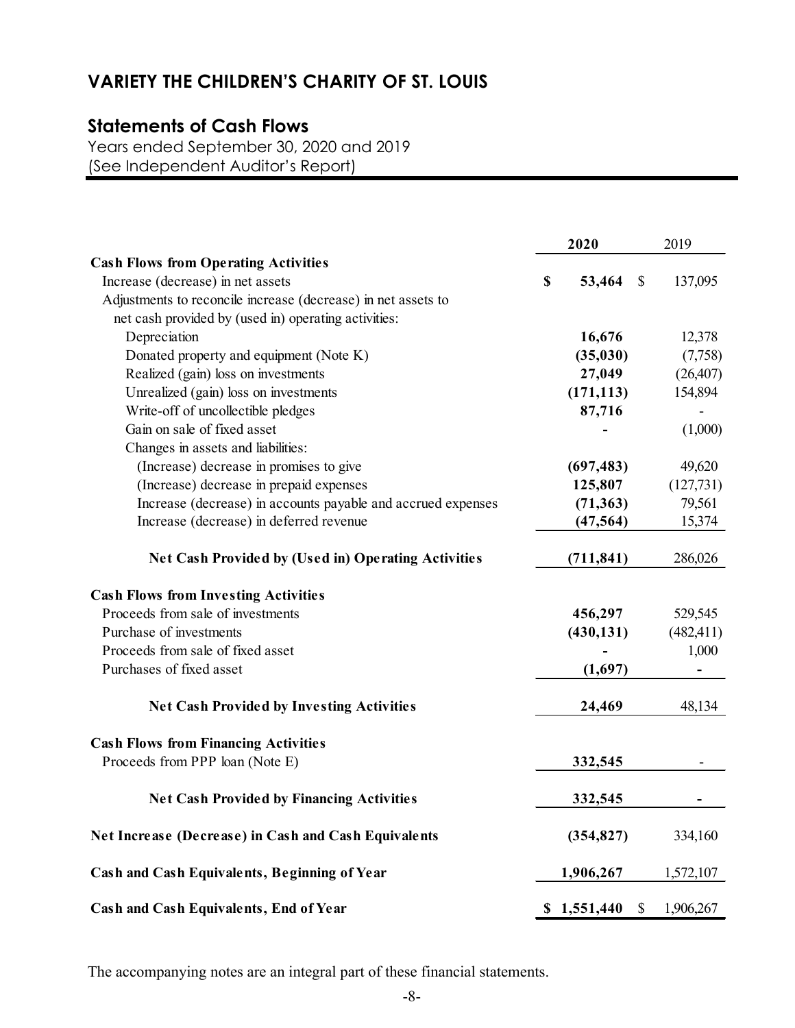# VARIETY THE CHILDREN'S CHARITY OF ST. LOUIS

## Statements of Cash Flows

Years ended September 30, 2020 and 2019
(See Independent Auditor's Report)

| | 2020 | 2019 |
|---|---|---|
| **Cash Flows from Operating Activities** | | |
| Increase (decrease) in net assets | **$ 53,464** | $ 137,095 |
| Adjustments to reconcile increase (decrease) in net assets to net cash provided by (used in) operating activities: | | |
| Depreciation | **16,676** | 12,378 |
| Donated property and equipment (Note K) | **(35,030)** | (7,758) |
| Realized (gain) loss on investments | **27,049** | (26,407) |
| Unrealized (gain) loss on investments | **(171,113)** | 154,894 |
| Write-off of uncollectible pledges | **87,716** | - |
| Gain on sale of fixed asset | **-** | (1,000) |
| Changes in assets and liabilities: | | |
| (Increase) decrease in promises to give | **(697,483)** | 49,620 |
| (Increase) decrease in prepaid expenses | **125,807** | (127,731) |
| Increase (decrease) in accounts payable and accrued expenses | **(71,363)** | 79,561 |
| Increase (decrease) in deferred revenue | **(47,564)** | 15,374 |
| **Net Cash Provided by (Used in) Operating Activities** | **(711,841)** | 286,026 |
| **Cash Flows from Investing Activities** | | |
| Proceeds from sale of investments | **456,297** | 529,545 |
| Purchase of investments | **(430,131)** | (482,411) |
| Proceeds from sale of fixed asset | **-** | 1,000 |
| Purchases of fixed asset | **(1,697)** | - |
| **Net Cash Provided by Investing Activities** | **24,469** | 48,134 |
| **Cash Flows from Financing Activities** | | |
| Proceeds from PPP loan (Note E) | **332,545** | - |
| **Net Cash Provided by Financing Activities** | **332,545** | - |
| **Net Increase (Decrease) in Cash and Cash Equivalents** | **(354,827)** | 334,160 |
| **Cash and Cash Equivalents, Beginning of Year** | **1,906,267** | 1,572,107 |
| **Cash and Cash Equivalents, End of Year** | **$ 1,551,440** | $ 1,906,267 |

The accompanying notes are an integral part of these financial statements.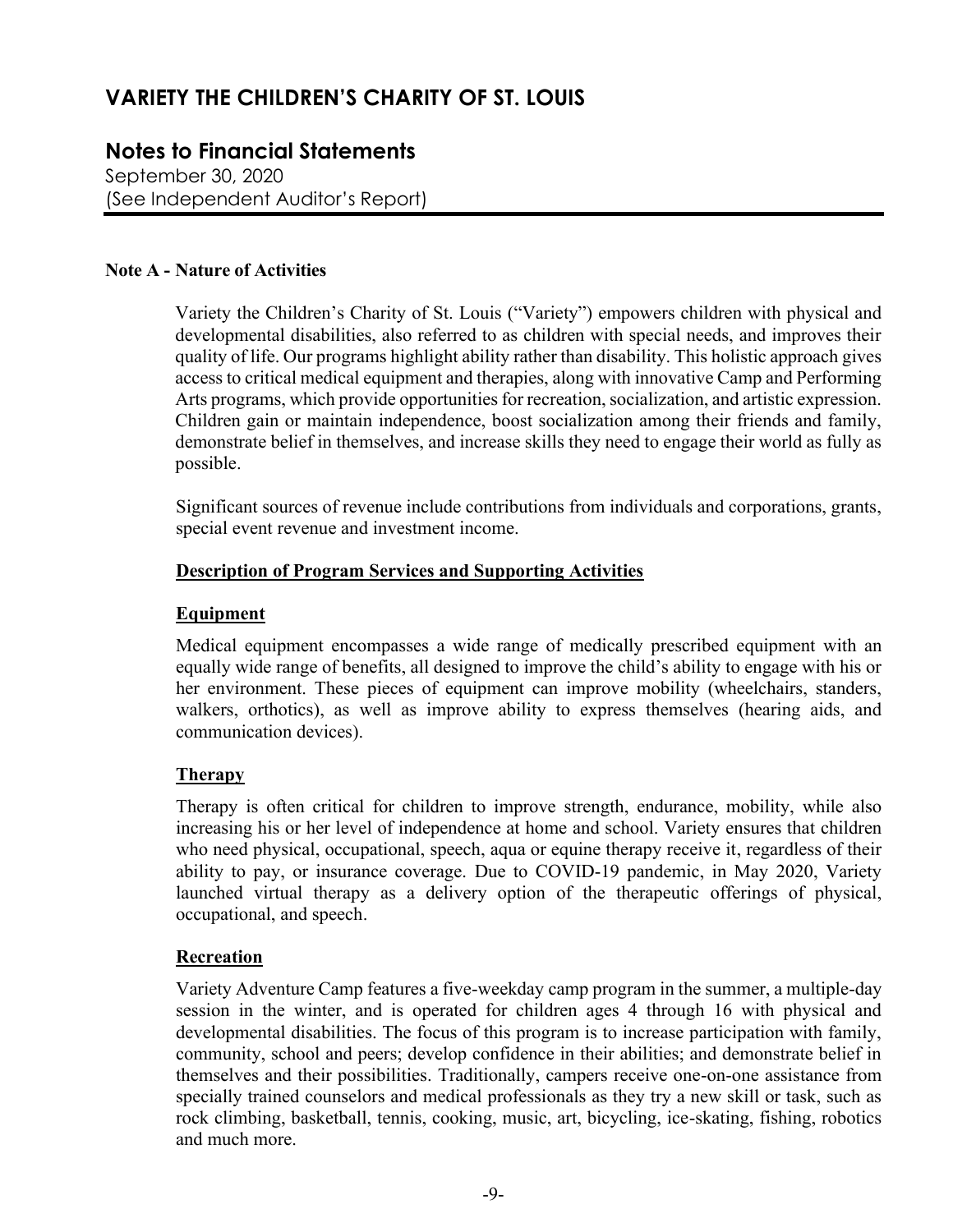# VARIETY THE CHILDREN'S CHARITY OF ST. LOUIS

## Notes to Financial Statements

September 30, 2020
(See Independent Auditor's Report)

**Note A - Nature of Activities**

Variety the Children's Charity of St. Louis ("Variety") empowers children with physical and developmental disabilities, also referred to as children with special needs, and improves their quality of life. Our programs highlight ability rather than disability. This holistic approach gives access to critical medical equipment and therapies, along with innovative Camp and Performing Arts programs, which provide opportunities for recreation, socialization, and artistic expression. Children gain or maintain independence, boost socialization among their friends and family, demonstrate belief in themselves, and increase skills they need to engage their world as fully as possible.

Significant sources of revenue include contributions from individuals and corporations, grants, special event revenue and investment income.

**Description of Program Services and Supporting Activities**

**Equipment**

Medical equipment encompasses a wide range of medically prescribed equipment with an equally wide range of benefits, all designed to improve the child's ability to engage with his or her environment. These pieces of equipment can improve mobility (wheelchairs, standers, walkers, orthotics), as well as improve ability to express themselves (hearing aids, and communication devices).

**Therapy**

Therapy is often critical for children to improve strength, endurance, mobility, while also increasing his or her level of independence at home and school. Variety ensures that children who need physical, occupational, speech, aqua or equine therapy receive it, regardless of their ability to pay, or insurance coverage. Due to COVID-19 pandemic, in May 2020, Variety launched virtual therapy as a delivery option of the therapeutic offerings of physical, occupational, and speech.

**Recreation**

Variety Adventure Camp features a five-weekday camp program in the summer, a multiple-day session in the winter, and is operated for children ages 4 through 16 with physical and developmental disabilities. The focus of this program is to increase participation with family, community, school and peers; develop confidence in their abilities; and demonstrate belief in themselves and their possibilities. Traditionally, campers receive one-on-one assistance from specially trained counselors and medical professionals as they try a new skill or task, such as rock climbing, basketball, tennis, cooking, music, art, bicycling, ice-skating, fishing, robotics and much more.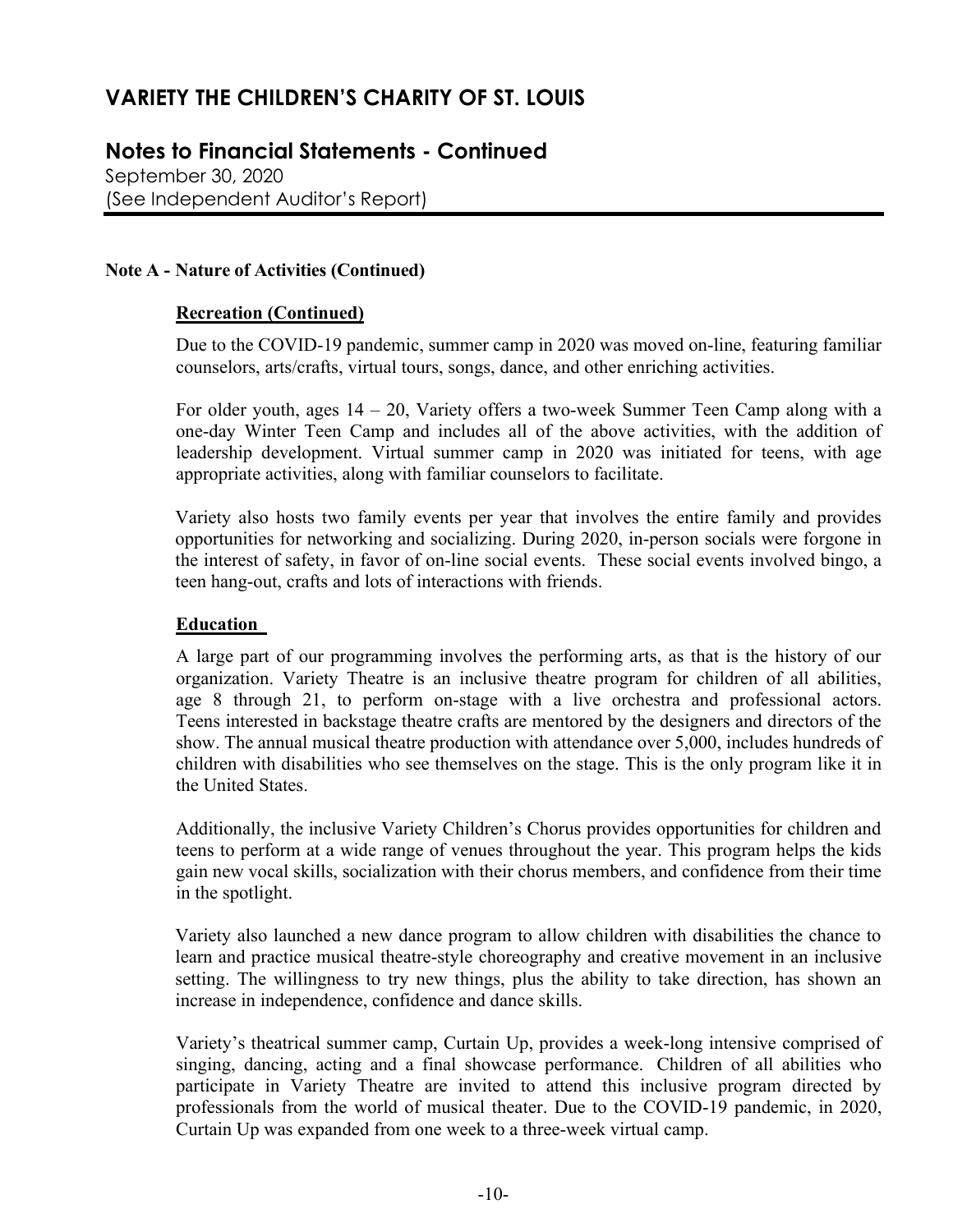# VARIETY THE CHILDREN'S CHARITY OF ST. LOUIS

## Notes to Financial Statements - Continued

September 30, 2020
(See Independent Auditor's Report)

**Note A - Nature of Activities (Continued)**

**Recreation (Continued)**

Due to the COVID-19 pandemic, summer camp in 2020 was moved on-line, featuring familiar counselors, arts/crafts, virtual tours, songs, dance, and other enriching activities.

For older youth, ages 14 – 20, Variety offers a two-week Summer Teen Camp along with a one-day Winter Teen Camp and includes all of the above activities, with the addition of leadership development. Virtual summer camp in 2020 was initiated for teens, with age appropriate activities, along with familiar counselors to facilitate.

Variety also hosts two family events per year that involves the entire family and provides opportunities for networking and socializing. During 2020, in-person socials were forgone in the interest of safety, in favor of on-line social events. These social events involved bingo, a teen hang-out, crafts and lots of interactions with friends.

**Education**

A large part of our programming involves the performing arts, as that is the history of our organization. Variety Theatre is an inclusive theatre program for children of all abilities, age 8 through 21, to perform on-stage with a live orchestra and professional actors. Teens interested in backstage theatre crafts are mentored by the designers and directors of the show. The annual musical theatre production with attendance over 5,000, includes hundreds of children with disabilities who see themselves on the stage. This is the only program like it in the United States.

Additionally, the inclusive Variety Children's Chorus provides opportunities for children and teens to perform at a wide range of venues throughout the year. This program helps the kids gain new vocal skills, socialization with their chorus members, and confidence from their time in the spotlight.

Variety also launched a new dance program to allow children with disabilities the chance to learn and practice musical theatre-style choreography and creative movement in an inclusive setting. The willingness to try new things, plus the ability to take direction, has shown an increase in independence, confidence and dance skills.

Variety's theatrical summer camp, Curtain Up, provides a week-long intensive comprised of singing, dancing, acting and a final showcase performance. Children of all abilities who participate in Variety Theatre are invited to attend this inclusive program directed by professionals from the world of musical theater. Due to the COVID-19 pandemic, in 2020, Curtain Up was expanded from one week to a three-week virtual camp.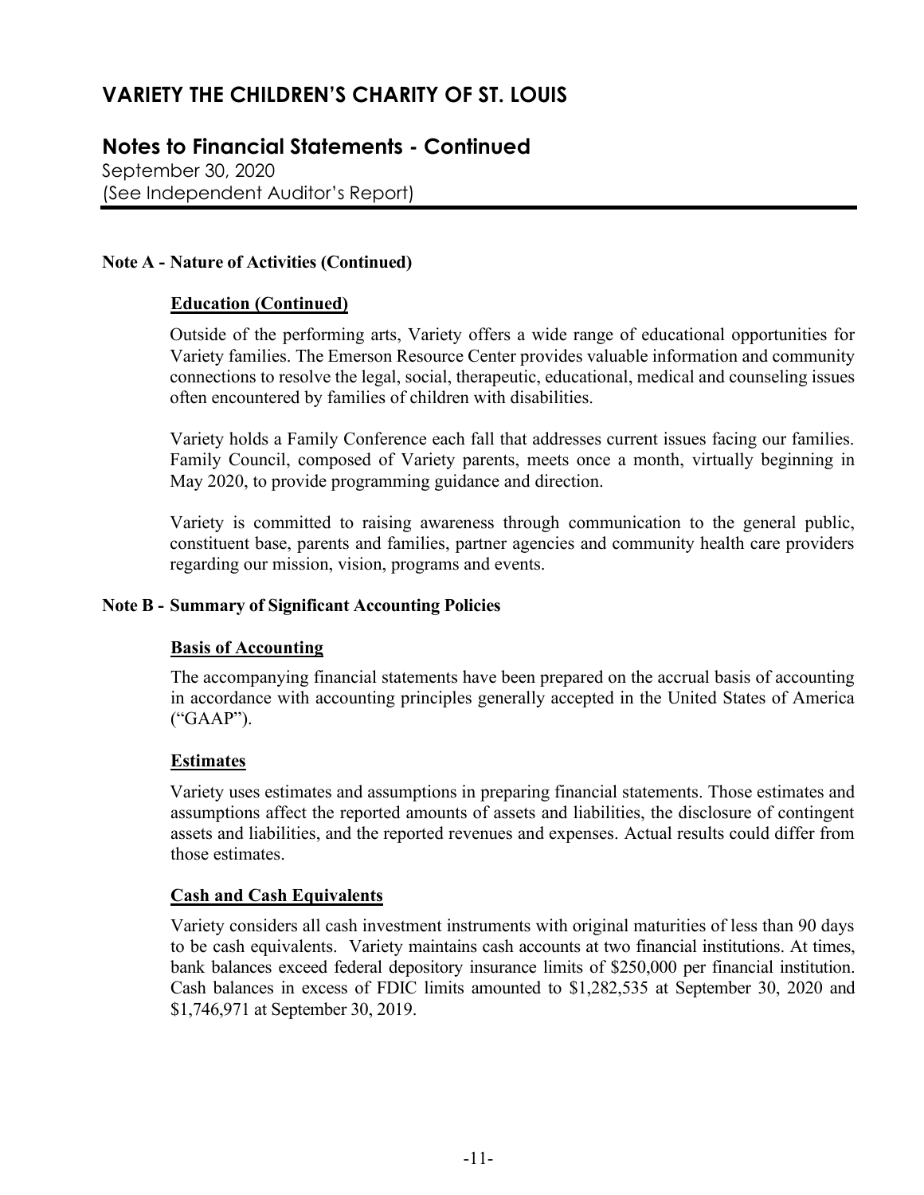# VARIETY THE CHILDREN'S CHARITY OF ST. LOUIS

## Notes to Financial Statements - Continued

September 30, 2020
(See Independent Auditor's Report)

**Note A - Nature of Activities (Continued)**

**Education (Continued)**

Outside of the performing arts, Variety offers a wide range of educational opportunities for Variety families. The Emerson Resource Center provides valuable information and community connections to resolve the legal, social, therapeutic, educational, medical and counseling issues often encountered by families of children with disabilities.

Variety holds a Family Conference each fall that addresses current issues facing our families. Family Council, composed of Variety parents, meets once a month, virtually beginning in May 2020, to provide programming guidance and direction.

Variety is committed to raising awareness through communication to the general public, constituent base, parents and families, partner agencies and community health care providers regarding our mission, vision, programs and events.

**Note B - Summary of Significant Accounting Policies**

**Basis of Accounting**

The accompanying financial statements have been prepared on the accrual basis of accounting in accordance with accounting principles generally accepted in the United States of America ("GAAP").

**Estimates**

Variety uses estimates and assumptions in preparing financial statements. Those estimates and assumptions affect the reported amounts of assets and liabilities, the disclosure of contingent assets and liabilities, and the reported revenues and expenses. Actual results could differ from those estimates.

**Cash and Cash Equivalents**

Variety considers all cash investment instruments with original maturities of less than 90 days to be cash equivalents. Variety maintains cash accounts at two financial institutions. At times, bank balances exceed federal depository insurance limits of $250,000 per financial institution. Cash balances in excess of FDIC limits amounted to $1,282,535 at September 30, 2020 and $1,746,971 at September 30, 2019.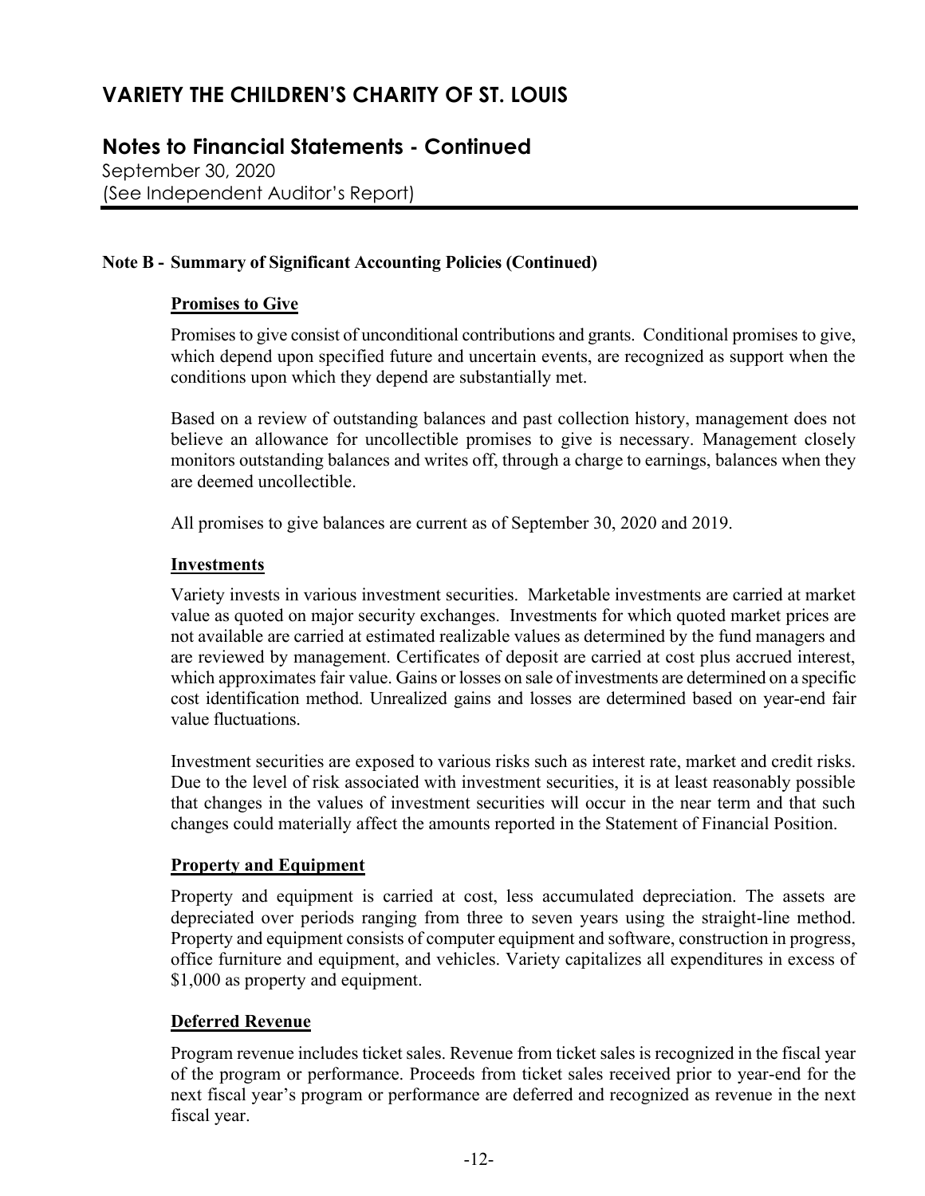# VARIETY THE CHILDREN'S CHARITY OF ST. LOUIS

## Notes to Financial Statements - Continued

September 30, 2020
(See Independent Auditor's Report)

### Note B - Summary of Significant Accounting Policies (Continued)

**Promises to Give**

Promises to give consist of unconditional contributions and grants. Conditional promises to give, which depend upon specified future and uncertain events, are recognized as support when the conditions upon which they depend are substantially met.

Based on a review of outstanding balances and past collection history, management does not believe an allowance for uncollectible promises to give is necessary. Management closely monitors outstanding balances and writes off, through a charge to earnings, balances when they are deemed uncollectible.

All promises to give balances are current as of September 30, 2020 and 2019.

**Investments**

Variety invests in various investment securities. Marketable investments are carried at market value as quoted on major security exchanges. Investments for which quoted market prices are not available are carried at estimated realizable values as determined by the fund managers and are reviewed by management. Certificates of deposit are carried at cost plus accrued interest, which approximates fair value. Gains or losses on sale of investments are determined on a specific cost identification method. Unrealized gains and losses are determined based on year-end fair value fluctuations.

Investment securities are exposed to various risks such as interest rate, market and credit risks. Due to the level of risk associated with investment securities, it is at least reasonably possible that changes in the values of investment securities will occur in the near term and that such changes could materially affect the amounts reported in the Statement of Financial Position.

**Property and Equipment**

Property and equipment is carried at cost, less accumulated depreciation. The assets are depreciated over periods ranging from three to seven years using the straight-line method. Property and equipment consists of computer equipment and software, construction in progress, office furniture and equipment, and vehicles. Variety capitalizes all expenditures in excess of $1,000 as property and equipment.

**Deferred Revenue**

Program revenue includes ticket sales. Revenue from ticket sales is recognized in the fiscal year of the program or performance. Proceeds from ticket sales received prior to year-end for the next fiscal year's program or performance are deferred and recognized as revenue in the next fiscal year.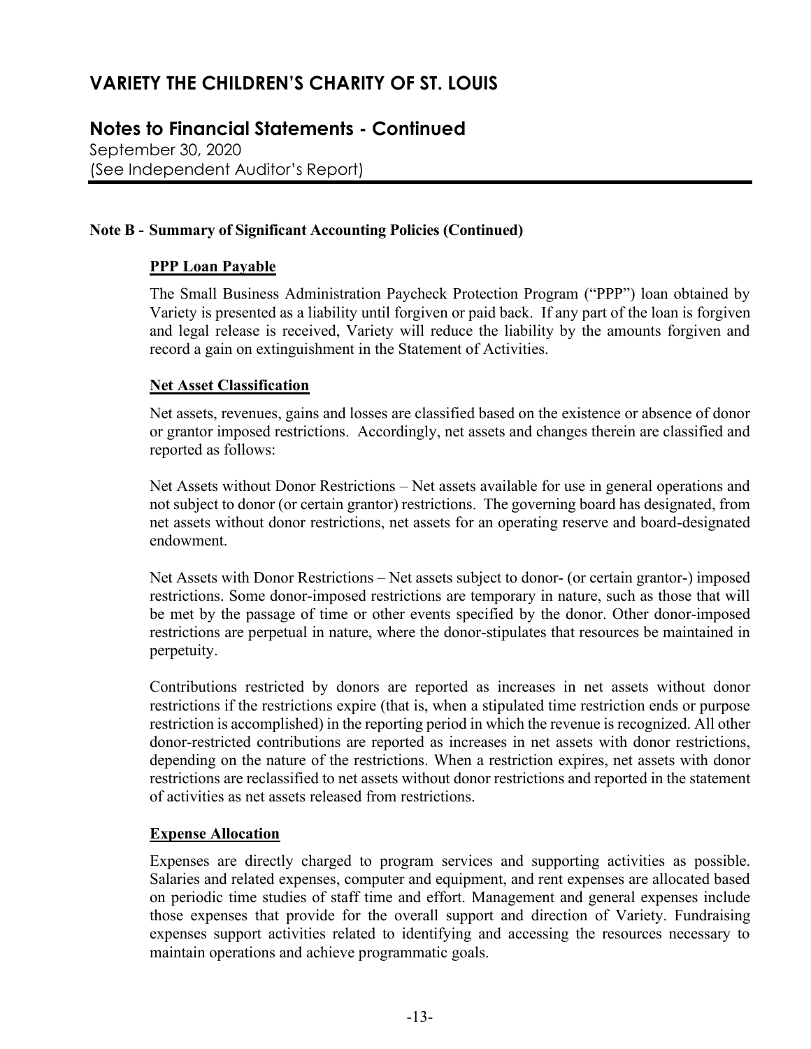# VARIETY THE CHILDREN'S CHARITY OF ST. LOUIS

## Notes to Financial Statements - Continued

September 30, 2020
(See Independent Auditor's Report)

### Note B - Summary of Significant Accounting Policies (Continued)

**PPP Loan Payable**

The Small Business Administration Paycheck Protection Program ("PPP") loan obtained by Variety is presented as a liability until forgiven or paid back. If any part of the loan is forgiven and legal release is received, Variety will reduce the liability by the amounts forgiven and record a gain on extinguishment in the Statement of Activities.

**Net Asset Classification**

Net assets, revenues, gains and losses are classified based on the existence or absence of donor or grantor imposed restrictions. Accordingly, net assets and changes therein are classified and reported as follows:

Net Assets without Donor Restrictions – Net assets available for use in general operations and not subject to donor (or certain grantor) restrictions. The governing board has designated, from net assets without donor restrictions, net assets for an operating reserve and board-designated endowment.

Net Assets with Donor Restrictions – Net assets subject to donor- (or certain grantor-) imposed restrictions. Some donor-imposed restrictions are temporary in nature, such as those that will be met by the passage of time or other events specified by the donor. Other donor-imposed restrictions are perpetual in nature, where the donor-stipulates that resources be maintained in perpetuity.

Contributions restricted by donors are reported as increases in net assets without donor restrictions if the restrictions expire (that is, when a stipulated time restriction ends or purpose restriction is accomplished) in the reporting period in which the revenue is recognized. All other donor-restricted contributions are reported as increases in net assets with donor restrictions, depending on the nature of the restrictions. When a restriction expires, net assets with donor restrictions are reclassified to net assets without donor restrictions and reported in the statement of activities as net assets released from restrictions.

**Expense Allocation**

Expenses are directly charged to program services and supporting activities as possible. Salaries and related expenses, computer and equipment, and rent expenses are allocated based on periodic time studies of staff time and effort. Management and general expenses include those expenses that provide for the overall support and direction of Variety. Fundraising expenses support activities related to identifying and accessing the resources necessary to maintain operations and achieve programmatic goals.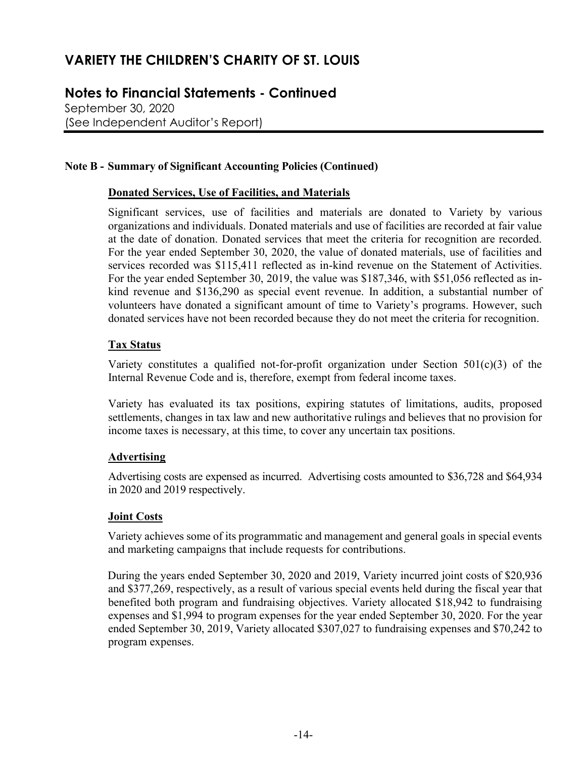# VARIETY THE CHILDREN'S CHARITY OF ST. LOUIS

## Notes to Financial Statements - Continued

September 30, 2020
(See Independent Auditor's Report)

### Note B - Summary of Significant Accounting Policies (Continued)

**Donated Services, Use of Facilities, and Materials**

Significant services, use of facilities and materials are donated to Variety by various organizations and individuals. Donated materials and use of facilities are recorded at fair value at the date of donation. Donated services that meet the criteria for recognition are recorded. For the year ended September 30, 2020, the value of donated materials, use of facilities and services recorded was $115,411 reflected as in-kind revenue on the Statement of Activities. For the year ended September 30, 2019, the value was $187,346, with $51,056 reflected as in-kind revenue and $136,290 as special event revenue. In addition, a substantial number of volunteers have donated a significant amount of time to Variety's programs. However, such donated services have not been recorded because they do not meet the criteria for recognition.

**Tax Status**

Variety constitutes a qualified not-for-profit organization under Section 501(c)(3) of the Internal Revenue Code and is, therefore, exempt from federal income taxes.

Variety has evaluated its tax positions, expiring statutes of limitations, audits, proposed settlements, changes in tax law and new authoritative rulings and believes that no provision for income taxes is necessary, at this time, to cover any uncertain tax positions.

**Advertising**

Advertising costs are expensed as incurred. Advertising costs amounted to $36,728 and $64,934 in 2020 and 2019 respectively.

**Joint Costs**

Variety achieves some of its programmatic and management and general goals in special events and marketing campaigns that include requests for contributions.

During the years ended September 30, 2020 and 2019, Variety incurred joint costs of $20,936 and $377,269, respectively, as a result of various special events held during the fiscal year that benefited both program and fundraising objectives. Variety allocated $18,942 to fundraising expenses and $1,994 to program expenses for the year ended September 30, 2020. For the year ended September 30, 2019, Variety allocated $307,027 to fundraising expenses and $70,242 to program expenses.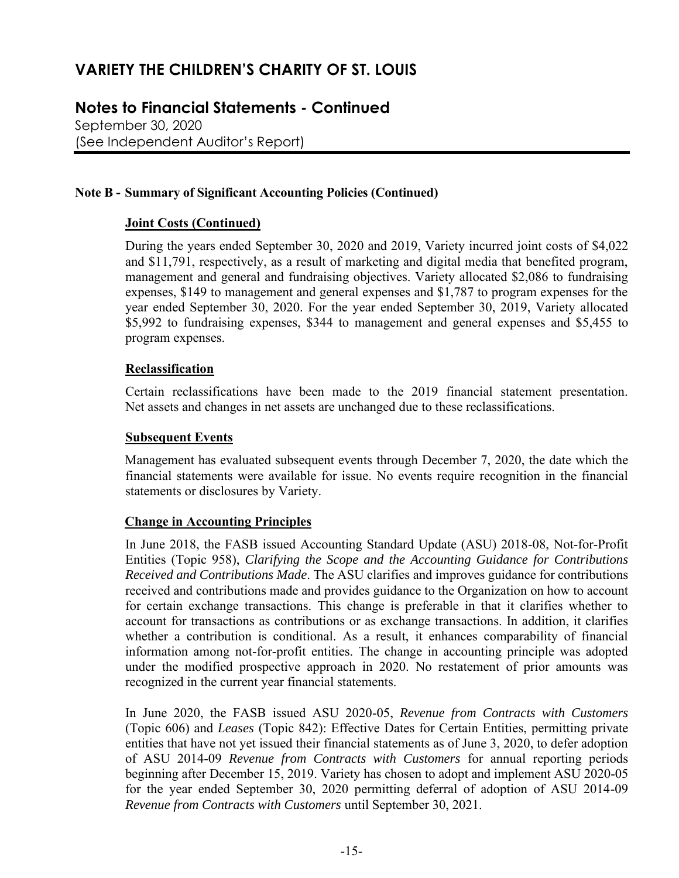# VARIETY THE CHILDREN'S CHARITY OF ST. LOUIS

## Notes to Financial Statements - Continued

September 30, 2020
(See Independent Auditor's Report)

### Note B - Summary of Significant Accounting Policies (Continued)

**Joint Costs (Continued)**

During the years ended September 30, 2020 and 2019, Variety incurred joint costs of $4,022 and $11,791, respectively, as a result of marketing and digital media that benefited program, management and general and fundraising objectives. Variety allocated $2,086 to fundraising expenses, $149 to management and general expenses and $1,787 to program expenses for the year ended September 30, 2020. For the year ended September 30, 2019, Variety allocated $5,992 to fundraising expenses, $344 to management and general expenses and $5,455 to program expenses.

**Reclassification**

Certain reclassifications have been made to the 2019 financial statement presentation. Net assets and changes in net assets are unchanged due to these reclassifications.

**Subsequent Events**

Management has evaluated subsequent events through December 7, 2020, the date which the financial statements were available for issue. No events require recognition in the financial statements or disclosures by Variety.

**Change in Accounting Principles**

In June 2018, the FASB issued Accounting Standard Update (ASU) 2018-08, Not-for-Profit Entities (Topic 958), *Clarifying the Scope and the Accounting Guidance for Contributions Received and Contributions Made*. The ASU clarifies and improves guidance for contributions received and contributions made and provides guidance to the Organization on how to account for certain exchange transactions. This change is preferable in that it clarifies whether to account for transactions as contributions or as exchange transactions. In addition, it clarifies whether a contribution is conditional. As a result, it enhances comparability of financial information among not-for-profit entities. The change in accounting principle was adopted under the modified prospective approach in 2020. No restatement of prior amounts was recognized in the current year financial statements.

In June 2020, the FASB issued ASU 2020-05, *Revenue from Contracts with Customers* (Topic 606) and *Leases* (Topic 842): Effective Dates for Certain Entities, permitting private entities that have not yet issued their financial statements as of June 3, 2020, to defer adoption of ASU 2014-09 *Revenue from Contracts with Customers* for annual reporting periods beginning after December 15, 2019. Variety has chosen to adopt and implement ASU 2020-05 for the year ended September 30, 2020 permitting deferral of adoption of ASU 2014-09 *Revenue from Contracts with Customers* until September 30, 2021.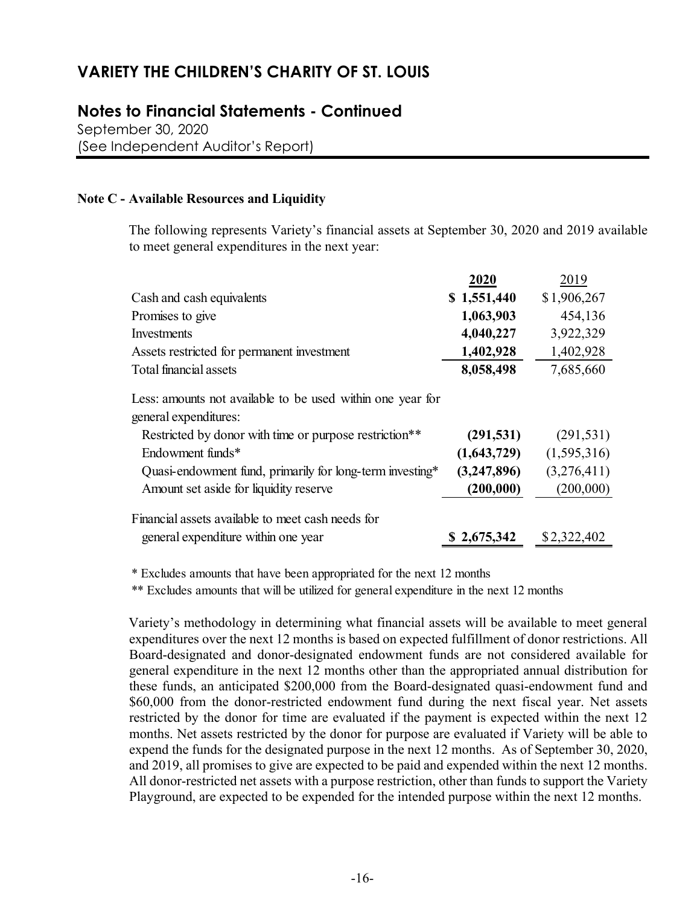# VARIETY THE CHILDREN'S CHARITY OF ST. LOUIS

## Notes to Financial Statements - Continued

September 30, 2020
(See Independent Auditor's Report)

### Note C - Available Resources and Liquidity

The following represents Variety's financial assets at September 30, 2020 and 2019 available to meet general expenditures in the next year:

| | **2020** | 2019 |
|---|---|---|
| Cash and cash equivalents | **$ 1,551,440** | $ 1,906,267 |
| Promises to give | **1,063,903** | 454,136 |
| Investments | **4,040,227** | 3,922,329 |
| Assets restricted for permanent investment | **1,402,928** | 1,402,928 |
| Total financial assets | **8,058,498** | 7,685,660 |
| Less: amounts not available to be used within one year for general expenditures: | | |
| Restricted by donor with time or purpose restriction** | **(291,531)** | (291,531) |
| Endowment funds* | **(1,643,729)** | (1,595,316) |
| Quasi-endowment fund, primarily for long-term investing* | **(3,247,896)** | (3,276,411) |
| Amount set aside for liquidity reserve | **(200,000)** | (200,000) |
| Financial assets available to meet cash needs for general expenditure within one year | **$ 2,675,342** | $ 2,322,402 |

\* Excludes amounts that have been appropriated for the next 12 months

\** Excludes amounts that will be utilized for general expenditure in the next 12 months

Variety's methodology in determining what financial assets will be available to meet general expenditures over the next 12 months is based on expected fulfillment of donor restrictions. All Board-designated and donor-designated endowment funds are not considered available for general expenditure in the next 12 months other than the appropriated annual distribution for these funds, an anticipated $200,000 from the Board-designated quasi-endowment fund and $60,000 from the donor-restricted endowment fund during the next fiscal year. Net assets restricted by the donor for time are evaluated if the payment is expected within the next 12 months. Net assets restricted by the donor for purpose are evaluated if Variety will be able to expend the funds for the designated purpose in the next 12 months. As of September 30, 2020, and 2019, all promises to give are expected to be paid and expended within the next 12 months. All donor-restricted net assets with a purpose restriction, other than funds to support the Variety Playground, are expected to be expended for the intended purpose within the next 12 months.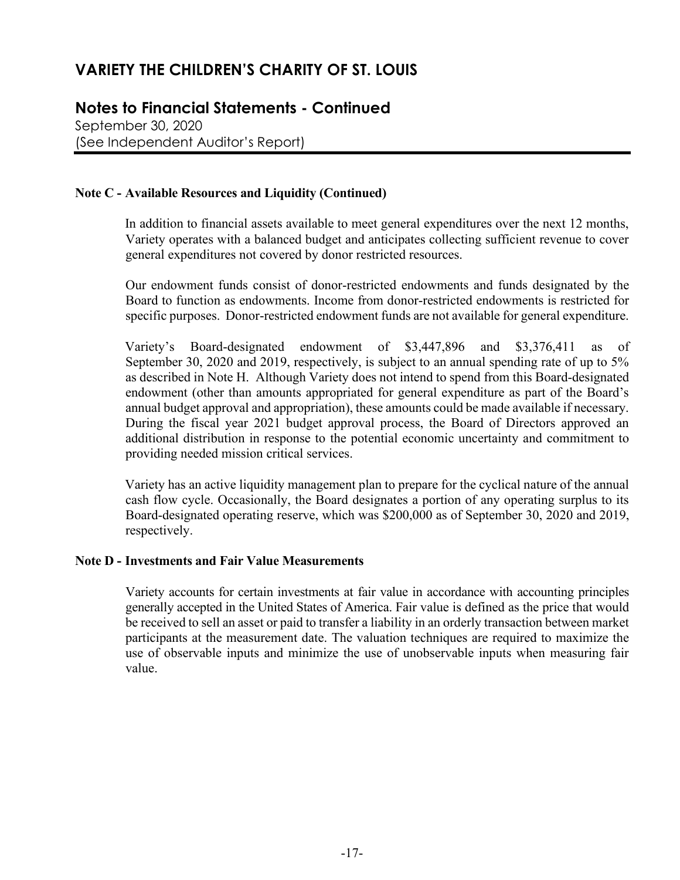# VARIETY THE CHILDREN'S CHARITY OF ST. LOUIS

## Notes to Financial Statements - Continued

September 30, 2020
(See Independent Auditor's Report)

**Note C - Available Resources and Liquidity (Continued)**

In addition to financial assets available to meet general expenditures over the next 12 months, Variety operates with a balanced budget and anticipates collecting sufficient revenue to cover general expenditures not covered by donor restricted resources.

Our endowment funds consist of donor-restricted endowments and funds designated by the Board to function as endowments. Income from donor-restricted endowments is restricted for specific purposes. Donor-restricted endowment funds are not available for general expenditure.

Variety's Board-designated endowment of $3,447,896 and $3,376,411 as of September 30, 2020 and 2019, respectively, is subject to an annual spending rate of up to 5% as described in Note H. Although Variety does not intend to spend from this Board-designated endowment (other than amounts appropriated for general expenditure as part of the Board's annual budget approval and appropriation), these amounts could be made available if necessary. During the fiscal year 2021 budget approval process, the Board of Directors approved an additional distribution in response to the potential economic uncertainty and commitment to providing needed mission critical services.

Variety has an active liquidity management plan to prepare for the cyclical nature of the annual cash flow cycle. Occasionally, the Board designates a portion of any operating surplus to its Board-designated operating reserve, which was $200,000 as of September 30, 2020 and 2019, respectively.

**Note D - Investments and Fair Value Measurements**

Variety accounts for certain investments at fair value in accordance with accounting principles generally accepted in the United States of America. Fair value is defined as the price that would be received to sell an asset or paid to transfer a liability in an orderly transaction between market participants at the measurement date. The valuation techniques are required to maximize the use of observable inputs and minimize the use of unobservable inputs when measuring fair value.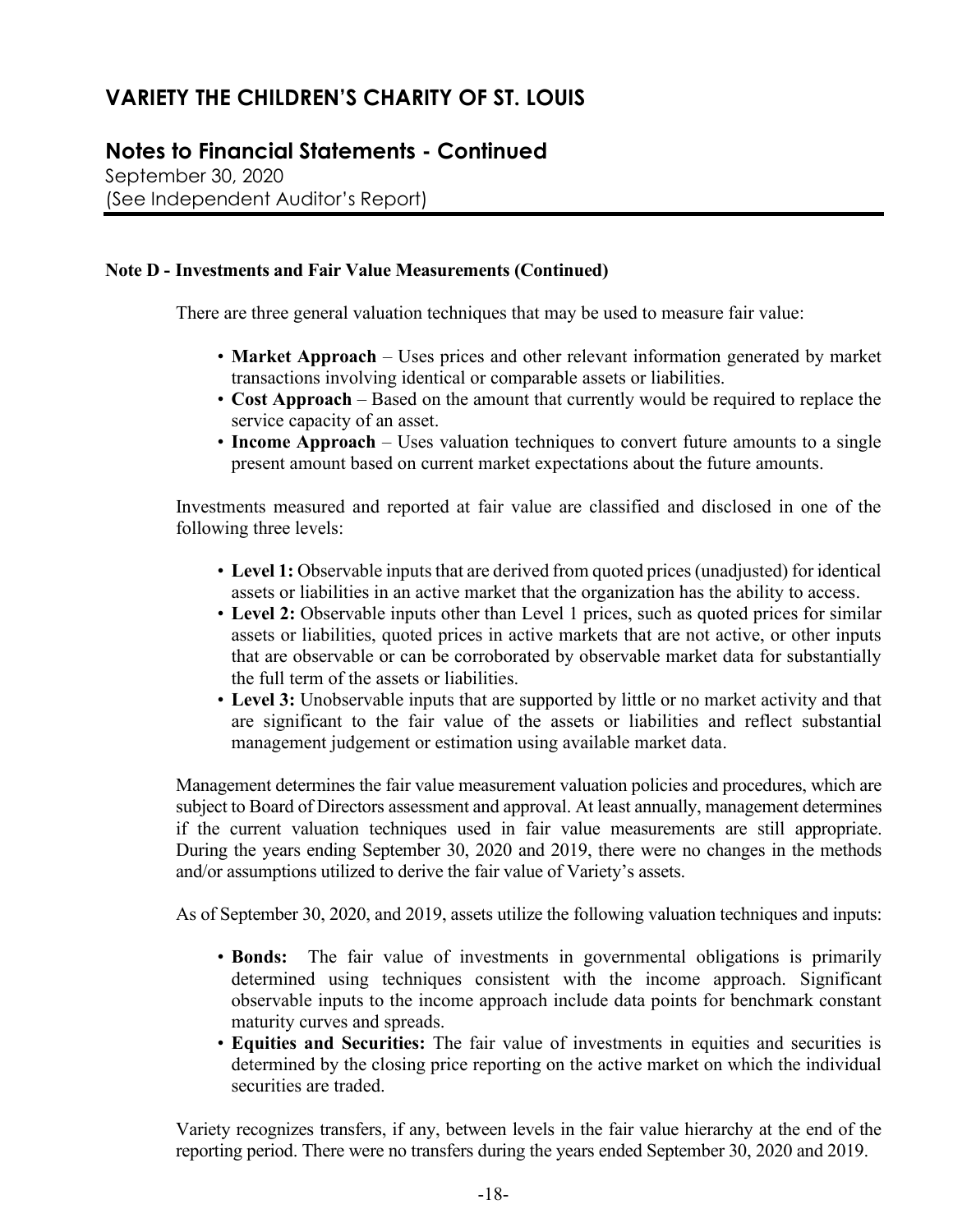**Note D - Investments and Fair Value Measurements (Continued)**

There are three general valuation techniques that may be used to measure fair value:

- **Market Approach** – Uses prices and other relevant information generated by market transactions involving identical or comparable assets or liabilities.
- **Cost Approach** – Based on the amount that currently would be required to replace the service capacity of an asset.
- **Income Approach** – Uses valuation techniques to convert future amounts to a single present amount based on current market expectations about the future amounts.

Investments measured and reported at fair value are classified and disclosed in one of the following three levels:

- **Level 1:** Observable inputs that are derived from quoted prices (unadjusted) for identical assets or liabilities in an active market that the organization has the ability to access.
- **Level 2:** Observable inputs other than Level 1 prices, such as quoted prices for similar assets or liabilities, quoted prices in active markets that are not active, or other inputs that are observable or can be corroborated by observable market data for substantially the full term of the assets or liabilities.
- **Level 3:** Unobservable inputs that are supported by little or no market activity and that are significant to the fair value of the assets or liabilities and reflect substantial management judgement or estimation using available market data.

Management determines the fair value measurement valuation policies and procedures, which are subject to Board of Directors assessment and approval. At least annually, management determines if the current valuation techniques used in fair value measurements are still appropriate. During the years ending September 30, 2020 and 2019, there were no changes in the methods and/or assumptions utilized to derive the fair value of Variety's assets.

As of September 30, 2020, and 2019, assets utilize the following valuation techniques and inputs:

- **Bonds:** The fair value of investments in governmental obligations is primarily determined using techniques consistent with the income approach. Significant observable inputs to the income approach include data points for benchmark constant maturity curves and spreads.
- **Equities and Securities:** The fair value of investments in equities and securities is determined by the closing price reporting on the active market on which the individual securities are traded.

Variety recognizes transfers, if any, between levels in the fair value hierarchy at the end of the reporting period. There were no transfers during the years ended September 30, 2020 and 2019.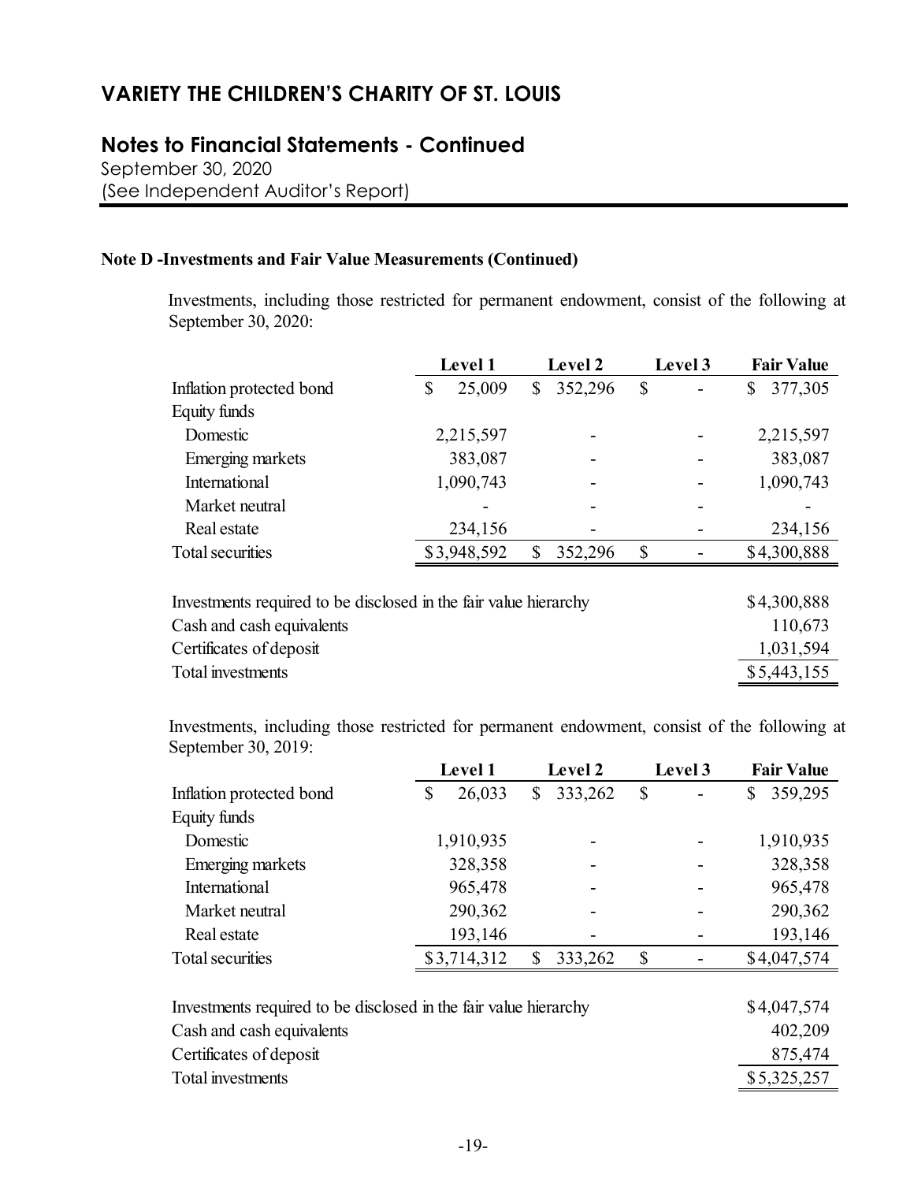# VARIETY THE CHILDREN'S CHARITY OF ST. LOUIS

## Notes to Financial Statements - Continued

September 30, 2020
(See Independent Auditor's Report)

**Note D -Investments and Fair Value Measurements (Continued)**

Investments, including those restricted for permanent endowment, consist of the following at September 30, 2020:

| | Level 1 | Level 2 | Level 3 | Fair Value |
|---|---|---|---|---|
| Inflation protected bond | $ 25,009 | $ 352,296 | $ - | $ 377,305 |
| Equity funds | | | | |
| Domestic | 2,215,597 | - | - | 2,215,597 |
| Emerging markets | 383,087 | - | - | 383,087 |
| International | 1,090,743 | - | - | 1,090,743 |
| Market neutral | - | - | - | - |
| Real estate | 234,156 | - | - | 234,156 |
| Total securities | $ 3,948,592 | $ 352,296 | $ - | $ 4,300,888 |

| | |
|---|---|
| Investments required to be disclosed in the fair value hierarchy | $ 4,300,888 |
| Cash and cash equivalents | 110,673 |
| Certificates of deposit | 1,031,594 |
| Total investments | $ 5,443,155 |

Investments, including those restricted for permanent endowment, consist of the following at September 30, 2019:

| | Level 1 | Level 2 | Level 3 | Fair Value |
|---|---|---|---|---|
| Inflation protected bond | $ 26,033 | $ 333,262 | $ - | $ 359,295 |
| Equity funds | | | | |
| Domestic | 1,910,935 | - | - | 1,910,935 |
| Emerging markets | 328,358 | - | - | 328,358 |
| International | 965,478 | - | - | 965,478 |
| Market neutral | 290,362 | - | - | 290,362 |
| Real estate | 193,146 | - | - | 193,146 |
| Total securities | $ 3,714,312 | $ 333,262 | $ - | $ 4,047,574 |

| | |
|---|---|
| Investments required to be disclosed in the fair value hierarchy | $ 4,047,574 |
| Cash and cash equivalents | 402,209 |
| Certificates of deposit | 875,474 |
| Total investments | $ 5,325,257 |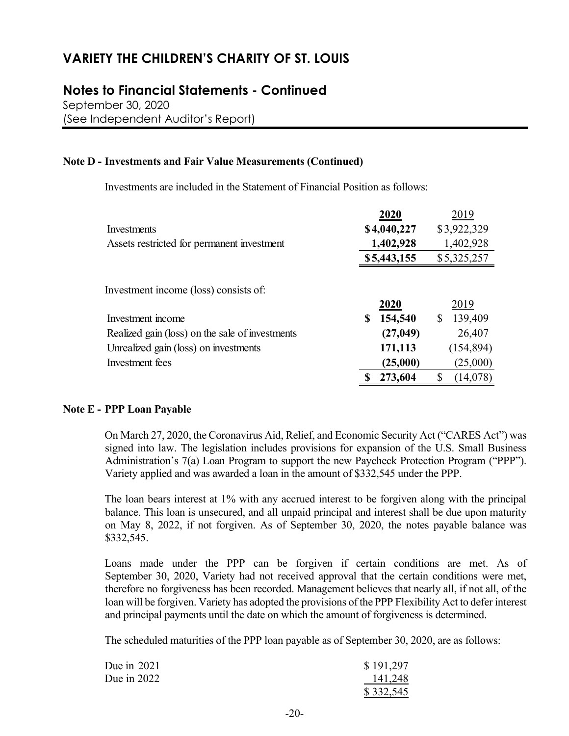# VARIETY THE CHILDREN'S CHARITY OF ST. LOUIS

## Notes to Financial Statements - Continued

September 30, 2020
(See Independent Auditor's Report)

**Note D - Investments and Fair Value Measurements (Continued)**

Investments are included in the Statement of Financial Position as follows:

| | **2020** | 2019 |
|---|---|---|
| Investments | **$4,040,227** | $3,922,329 |
| Assets restricted for permanent investment | **1,402,928** | 1,402,928 |
| | **$5,443,155** | $5,325,257 |

Investment income (loss) consists of:

| | **2020** | 2019 |
|---|---|---|
| Investment income | **$ 154,540** | $ 139,409 |
| Realized gain (loss) on the sale of investments | **(27,049)** | 26,407 |
| Unrealized gain (loss) on investments | **171,113** | (154,894) |
| Investment fees | **(25,000)** | (25,000) |
| | **$ 273,604** | $ (14,078) |

**Note E - PPP Loan Payable**

On March 27, 2020, the Coronavirus Aid, Relief, and Economic Security Act ("CARES Act") was signed into law. The legislation includes provisions for expansion of the U.S. Small Business Administration's 7(a) Loan Program to support the new Paycheck Protection Program ("PPP"). Variety applied and was awarded a loan in the amount of $332,545 under the PPP.

The loan bears interest at 1% with any accrued interest to be forgiven along with the principal balance. This loan is unsecured, and all unpaid principal and interest shall be due upon maturity on May 8, 2022, if not forgiven. As of September 30, 2020, the notes payable balance was $332,545.

Loans made under the PPP can be forgiven if certain conditions are met. As of September 30, 2020, Variety had not received approval that the certain conditions were met, therefore no forgiveness has been recorded. Management believes that nearly all, if not all, of the loan will be forgiven. Variety has adopted the provisions of the PPP Flexibility Act to defer interest and principal payments until the date on which the amount of forgiveness is determined.

The scheduled maturities of the PPP loan payable as of September 30, 2020, are as follows:

| | |
|---|---|
| Due in 2021 | $ 191,297 |
| Due in 2022 | 141,248 |
| | $ 332,545 |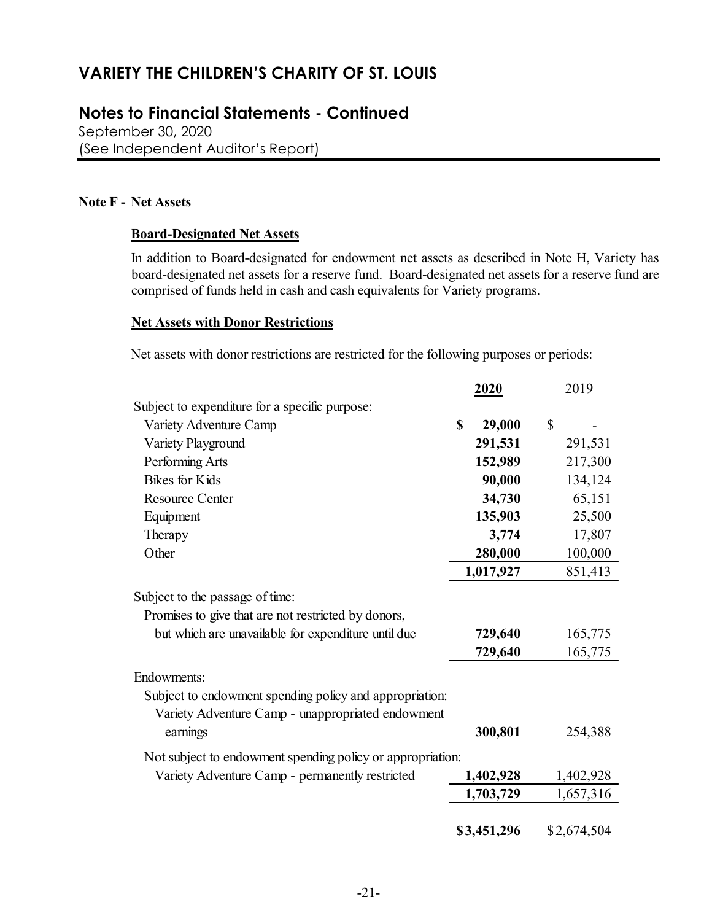# VARIETY THE CHILDREN'S CHARITY OF ST. LOUIS

## Notes to Financial Statements - Continued

September 30, 2020
(See Independent Auditor's Report)

### Note F - Net Assets

**Board-Designated Net Assets**

In addition to Board-designated for endowment net assets as described in Note H, Variety has board-designated net assets for a reserve fund. Board-designated net assets for a reserve fund are comprised of funds held in cash and cash equivalents for Variety programs.

**Net Assets with Donor Restrictions**

Net assets with donor restrictions are restricted for the following purposes or periods:

| | **2020** | 2019 |
|---|---|---|
| Subject to expenditure for a specific purpose: | | |
| Variety Adventure Camp | **$ 29,000** | $ - |
| Variety Playground | **291,531** | 291,531 |
| Performing Arts | **152,989** | 217,300 |
| Bikes for Kids | **90,000** | 134,124 |
| Resource Center | **34,730** | 65,151 |
| Equipment | **135,903** | 25,500 |
| Therapy | **3,774** | 17,807 |
| Other | **280,000** | 100,000 |
| | **1,017,927** | 851,413 |
| Subject to the passage of time: | | |
| Promises to give that are not restricted by donors, but which are unavailable for expenditure until due | **729,640** | 165,775 |
| | **729,640** | 165,775 |
| Endowments: | | |
| Subject to endowment spending policy and appropriation: | | |
| Variety Adventure Camp - unappropriated endowment earnings | **300,801** | 254,388 |
| Not subject to endowment spending policy or appropriation: | | |
| Variety Adventure Camp - permanently restricted | **1,402,928** | 1,402,928 |
| | **1,703,729** | 1,657,316 |
| | **$3,451,296** | $2,674,504 |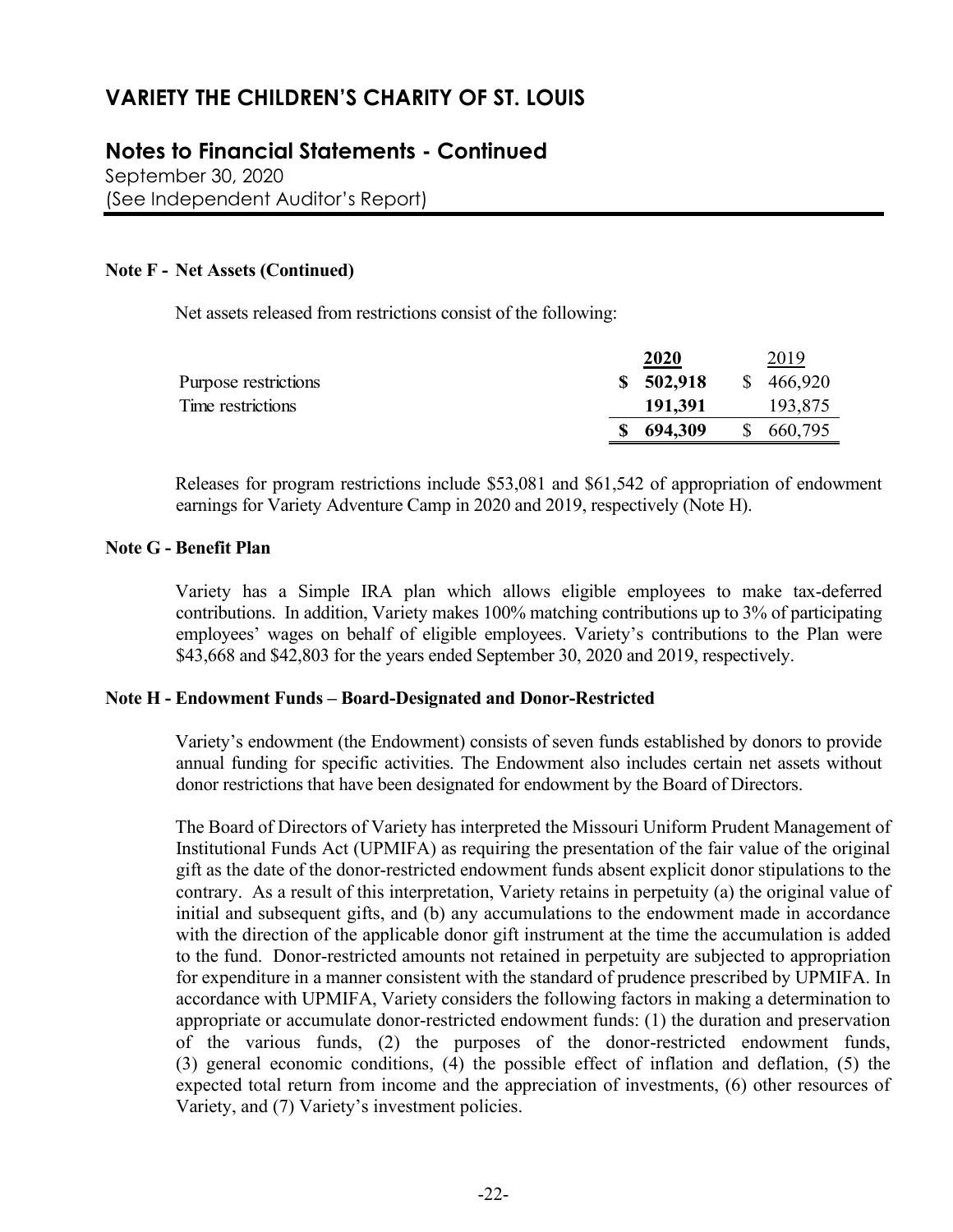# VARIETY THE CHILDREN'S CHARITY OF ST. LOUIS

## Notes to Financial Statements - Continued

September 30, 2020
(See Independent Auditor's Report)

### Note F - Net Assets (Continued)

Net assets released from restrictions consist of the following:

| | **2020** | 2019 |
|---|---|---|
| Purpose restrictions | **$ 502,918** | $ 466,920 |
| Time restrictions | **191,391** | 193,875 |
| | **$ 694,309** | $ 660,795 |

Releases for program restrictions include $53,081 and $61,542 of appropriation of endowment earnings for Variety Adventure Camp in 2020 and 2019, respectively (Note H).

### Note G - Benefit Plan

Variety has a Simple IRA plan which allows eligible employees to make tax-deferred contributions. In addition, Variety makes 100% matching contributions up to 3% of participating employees' wages on behalf of eligible employees. Variety's contributions to the Plan were $43,668 and $42,803 for the years ended September 30, 2020 and 2019, respectively.

### Note H - Endowment Funds – Board-Designated and Donor-Restricted

Variety's endowment (the Endowment) consists of seven funds established by donors to provide annual funding for specific activities. The Endowment also includes certain net assets without donor restrictions that have been designated for endowment by the Board of Directors.

The Board of Directors of Variety has interpreted the Missouri Uniform Prudent Management of Institutional Funds Act (UPMIFA) as requiring the presentation of the fair value of the original gift as the date of the donor-restricted endowment funds absent explicit donor stipulations to the contrary. As a result of this interpretation, Variety retains in perpetuity (a) the original value of initial and subsequent gifts, and (b) any accumulations to the endowment made in accordance with the direction of the applicable donor gift instrument at the time the accumulation is added to the fund. Donor-restricted amounts not retained in perpetuity are subjected to appropriation for expenditure in a manner consistent with the standard of prudence prescribed by UPMIFA. In accordance with UPMIFA, Variety considers the following factors in making a determination to appropriate or accumulate donor-restricted endowment funds: (1) the duration and preservation of the various funds, (2) the purposes of the donor-restricted endowment funds, (3) general economic conditions, (4) the possible effect of inflation and deflation, (5) the expected total return from income and the appreciation of investments, (6) other resources of Variety, and (7) Variety's investment policies.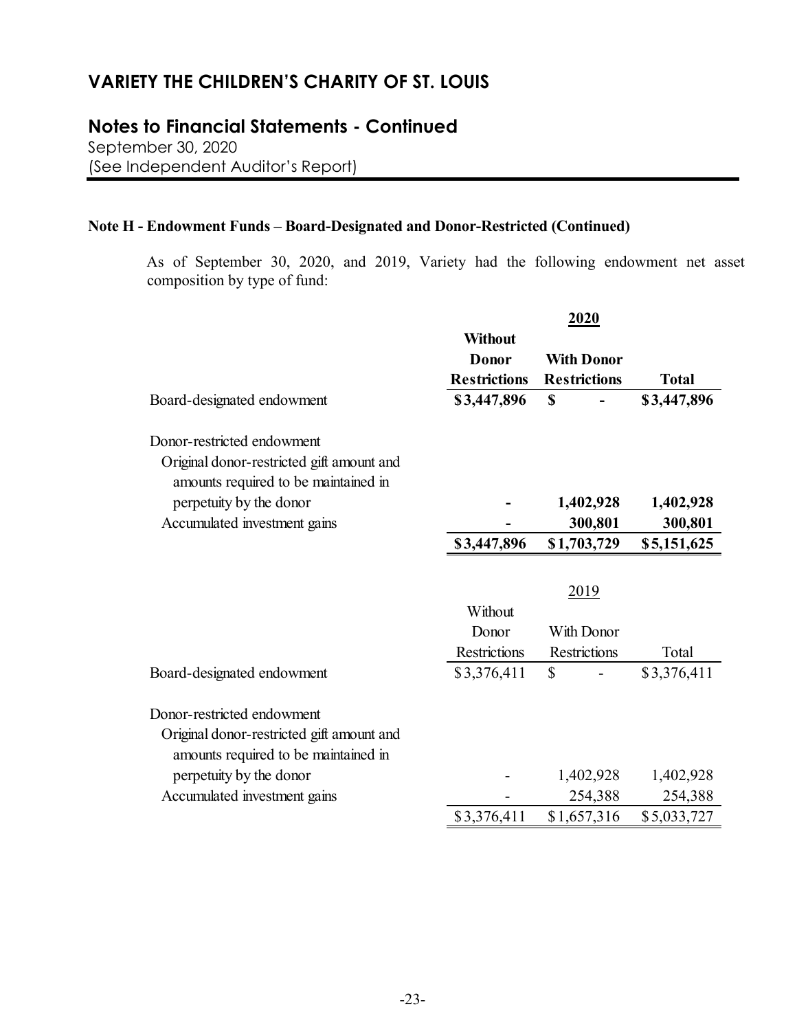# VARIETY THE CHILDREN'S CHARITY OF ST. LOUIS

## Notes to Financial Statements - Continued

September 30, 2020
(See Independent Auditor's Report)

### Note H - Endowment Funds – Board-Designated and Donor-Restricted (Continued)

As of September 30, 2020, and 2019, Variety had the following endowment net asset composition by type of fund:

| | **2020** | | |
|---|---|---|---|
| | **Without Donor Restrictions** | **With Donor Restrictions** | **Total** |
| Board-designated endowment | **$3,447,896** | **$ -** | **$3,447,896** |
| Donor-restricted endowment | | | |
| Original donor-restricted gift amount and amounts required to be maintained in perpetuity by the donor | **-** | **1,402,928** | **1,402,928** |
| Accumulated investment gains | **-** | **300,801** | **300,801** |
| | **$3,447,896** | **$1,703,729** | **$5,151,625** |

| | 2019 | | |
|---|---|---|---|
| | Without Donor Restrictions | With Donor Restrictions | Total |
| Board-designated endowment | $3,376,411 | $ - | $3,376,411 |
| Donor-restricted endowment | | | |
| Original donor-restricted gift amount and amounts required to be maintained in perpetuity by the donor | - | 1,402,928 | 1,402,928 |
| Accumulated investment gains | - | 254,388 | 254,388 |
| | $3,376,411 | $1,657,316 | $5,033,727 |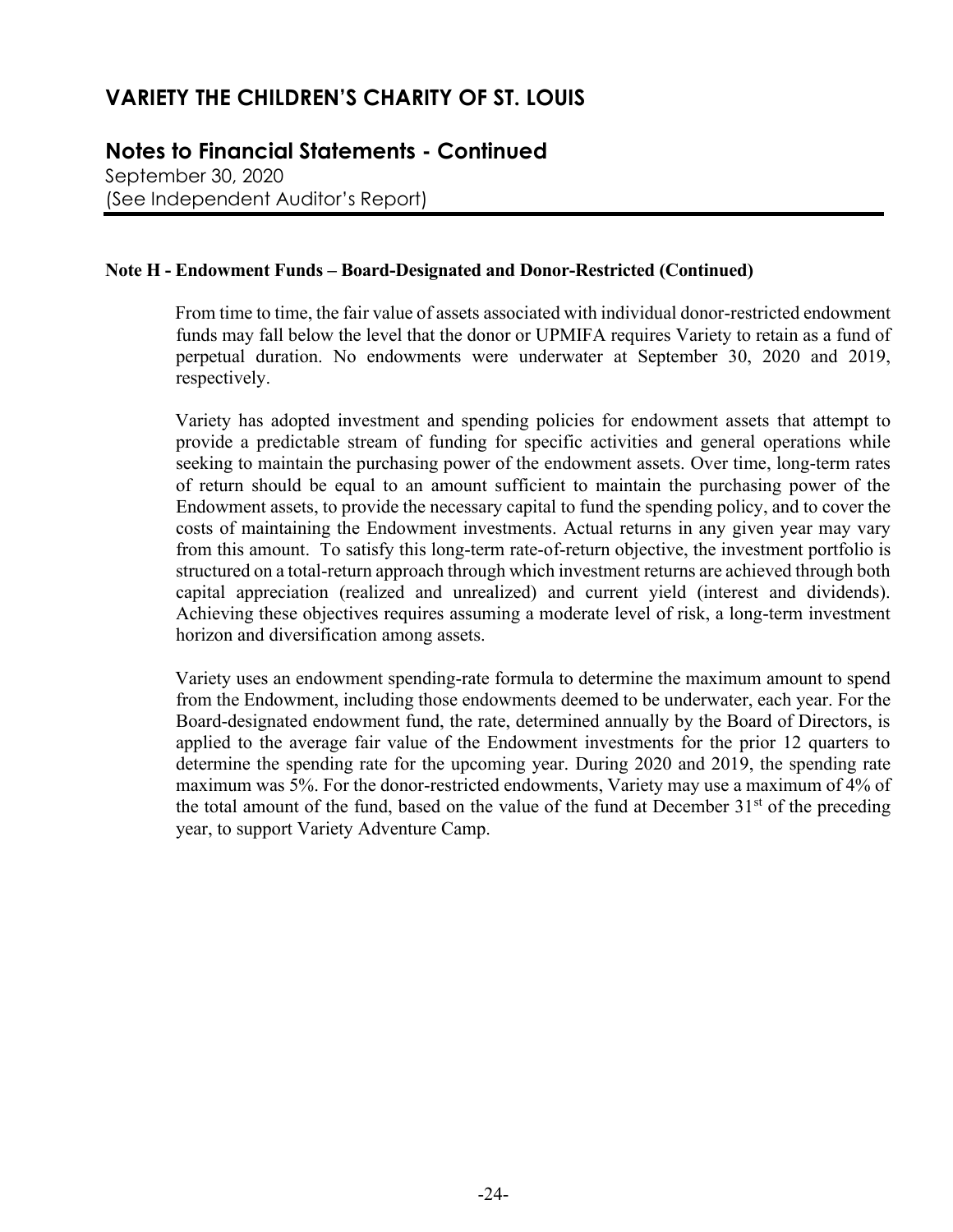# VARIETY THE CHILDREN'S CHARITY OF ST. LOUIS

## Notes to Financial Statements - Continued

September 30, 2020
(See Independent Auditor's Report)

### Note H - Endowment Funds – Board-Designated and Donor-Restricted (Continued)

From time to time, the fair value of assets associated with individual donor-restricted endowment funds may fall below the level that the donor or UPMIFA requires Variety to retain as a fund of perpetual duration. No endowments were underwater at September 30, 2020 and 2019, respectively.

Variety has adopted investment and spending policies for endowment assets that attempt to provide a predictable stream of funding for specific activities and general operations while seeking to maintain the purchasing power of the endowment assets. Over time, long-term rates of return should be equal to an amount sufficient to maintain the purchasing power of the Endowment assets, to provide the necessary capital to fund the spending policy, and to cover the costs of maintaining the Endowment investments. Actual returns in any given year may vary from this amount. To satisfy this long-term rate-of-return objective, the investment portfolio is structured on a total-return approach through which investment returns are achieved through both capital appreciation (realized and unrealized) and current yield (interest and dividends). Achieving these objectives requires assuming a moderate level of risk, a long-term investment horizon and diversification among assets.

Variety uses an endowment spending-rate formula to determine the maximum amount to spend from the Endowment, including those endowments deemed to be underwater, each year. For the Board-designated endowment fund, the rate, determined annually by the Board of Directors, is applied to the average fair value of the Endowment investments for the prior 12 quarters to determine the spending rate for the upcoming year. During 2020 and 2019, the spending rate maximum was 5%. For the donor-restricted endowments, Variety may use a maximum of 4% of the total amount of the fund, based on the value of the fund at December 31st of the preceding year, to support Variety Adventure Camp.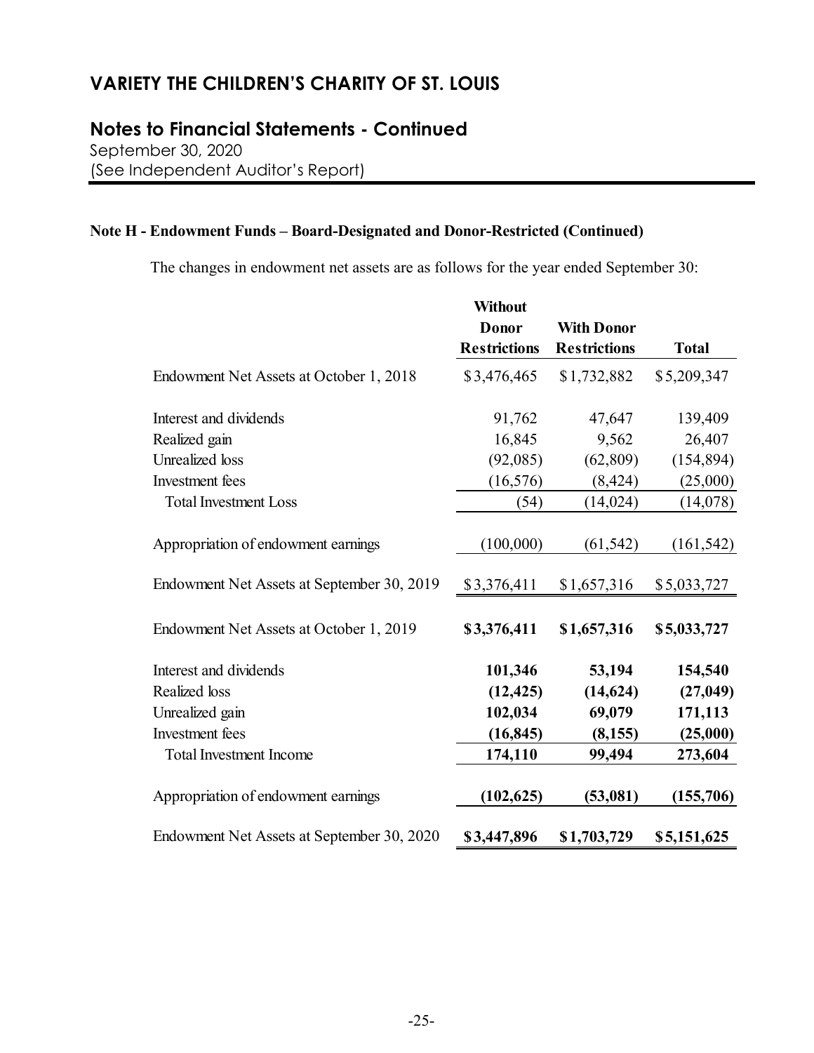# VARIETY THE CHILDREN'S CHARITY OF ST. LOUIS

## Notes to Financial Statements - Continued

September 30, 2020
(See Independent Auditor's Report)

### Note H - Endowment Funds – Board-Designated and Donor-Restricted (Continued)

The changes in endowment net assets are as follows for the year ended September 30:

| | Without Donor Restrictions | With Donor Restrictions | Total |
|---|---|---|---|
| Endowment Net Assets at October 1, 2018 | $3,476,465 | $1,732,882 | $5,209,347 |
| Interest and dividends | 91,762 | 47,647 | 139,409 |
| Realized gain | 16,845 | 9,562 | 26,407 |
| Unrealized loss | (92,085) | (62,809) | (154,894) |
| Investment fees | (16,576) | (8,424) | (25,000) |
| Total Investment Loss | (54) | (14,024) | (14,078) |
| Appropriation of endowment earnings | (100,000) | (61,542) | (161,542) |
| Endowment Net Assets at September 30, 2019 | $3,376,411 | $1,657,316 | $5,033,727 |
| **Endowment Net Assets at October 1, 2019** | **$3,376,411** | **$1,657,316** | **$5,033,727** |
| Interest and dividends | **101,346** | **53,194** | **154,540** |
| Realized loss | **(12,425)** | **(14,624)** | **(27,049)** |
| Unrealized gain | **102,034** | **69,079** | **171,113** |
| Investment fees | **(16,845)** | **(8,155)** | **(25,000)** |
| Total Investment Income | **174,110** | **99,494** | **273,604** |
| Appropriation of endowment earnings | **(102,625)** | **(53,081)** | **(155,706)** |
| Endowment Net Assets at September 30, 2020 | **$3,447,896** | **$1,703,729** | **$5,151,625** |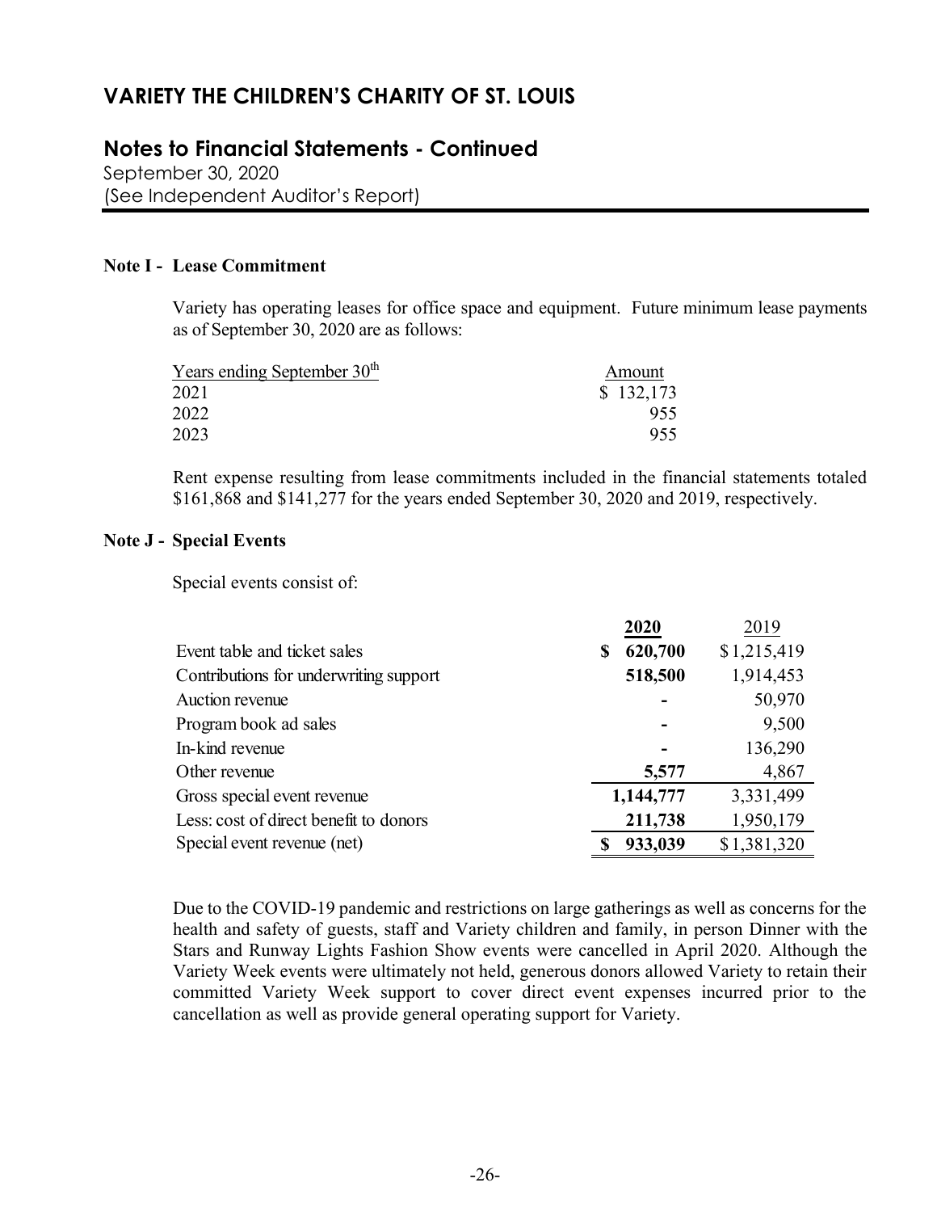# VARIETY THE CHILDREN'S CHARITY OF ST. LOUIS

## Notes to Financial Statements - Continued

September 30, 2020
(See Independent Auditor's Report)

### Note I - Lease Commitment

Variety has operating leases for office space and equipment. Future minimum lease payments as of September 30, 2020 are as follows:

| Years ending September 30th | Amount |
|---|---|
| 2021 | $ 132,173 |
| 2022 | 955 |
| 2023 | 955 |

Rent expense resulting from lease commitments included in the financial statements totaled $161,868 and $141,277 for the years ended September 30, 2020 and 2019, respectively.

### Note J - Special Events

Special events consist of:

| | **2020** | 2019 |
|---|---|---|
| Event table and ticket sales | **$ 620,700** | $1,215,419 |
| Contributions for underwriting support | **518,500** | 1,914,453 |
| Auction revenue | **-** | 50,970 |
| Program book ad sales | **-** | 9,500 |
| In-kind revenue | **-** | 136,290 |
| Other revenue | **5,577** | 4,867 |
| Gross special event revenue | **1,144,777** | 3,331,499 |
| Less: cost of direct benefit to donors | **211,738** | 1,950,179 |
| Special event revenue (net) | **$ 933,039** | $1,381,320 |

Due to the COVID-19 pandemic and restrictions on large gatherings as well as concerns for the health and safety of guests, staff and Variety children and family, in person Dinner with the Stars and Runway Lights Fashion Show events were cancelled in April 2020. Although the Variety Week events were ultimately not held, generous donors allowed Variety to retain their committed Variety Week support to cover direct event expenses incurred prior to the cancellation as well as provide general operating support for Variety.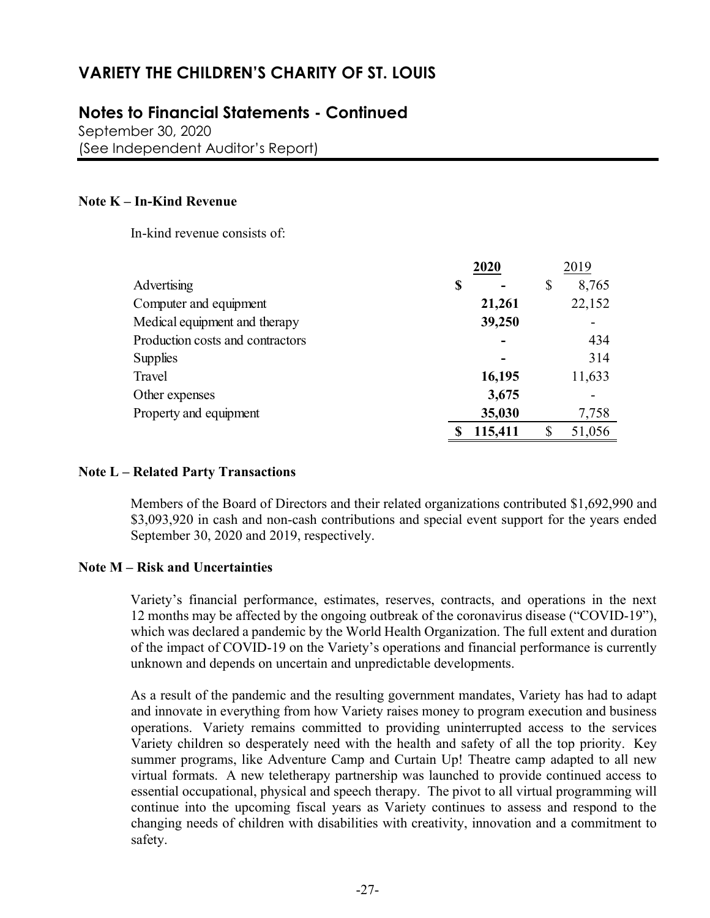# VARIETY THE CHILDREN'S CHARITY OF ST. LOUIS

## Notes to Financial Statements - Continued

September 30, 2020
(See Independent Auditor's Report)

### Note K – In-Kind Revenue

In-kind revenue consists of:

| | **2020** | 2019 |
|---|---|---|
| Advertising | **$ -** | $ 8,765 |
| Computer and equipment | **21,261** | 22,152 |
| Medical equipment and therapy | **39,250** | - |
| Production costs and contractors | **-** | 434 |
| Supplies | **-** | 314 |
| Travel | **16,195** | 11,633 |
| Other expenses | **3,675** | - |
| Property and equipment | **35,030** | 7,758 |
| | **$ 115,411** | $ 51,056 |

### Note L – Related Party Transactions

Members of the Board of Directors and their related organizations contributed $1,692,990 and $3,093,920 in cash and non-cash contributions and special event support for the years ended September 30, 2020 and 2019, respectively.

### Note M – Risk and Uncertainties

Variety's financial performance, estimates, reserves, contracts, and operations in the next 12 months may be affected by the ongoing outbreak of the coronavirus disease ("COVID-19"), which was declared a pandemic by the World Health Organization. The full extent and duration of the impact of COVID-19 on the Variety's operations and financial performance is currently unknown and depends on uncertain and unpredictable developments.

As a result of the pandemic and the resulting government mandates, Variety has had to adapt and innovate in everything from how Variety raises money to program execution and business operations. Variety remains committed to providing uninterrupted access to the services Variety children so desperately need with the health and safety of all the top priority. Key summer programs, like Adventure Camp and Curtain Up! Theatre camp adapted to all new virtual formats. A new teletherapy partnership was launched to provide continued access to essential occupational, physical and speech therapy. The pivot to all virtual programming will continue into the upcoming fiscal years as Variety continues to assess and respond to the changing needs of children with disabilities with creativity, innovation and a commitment to safety.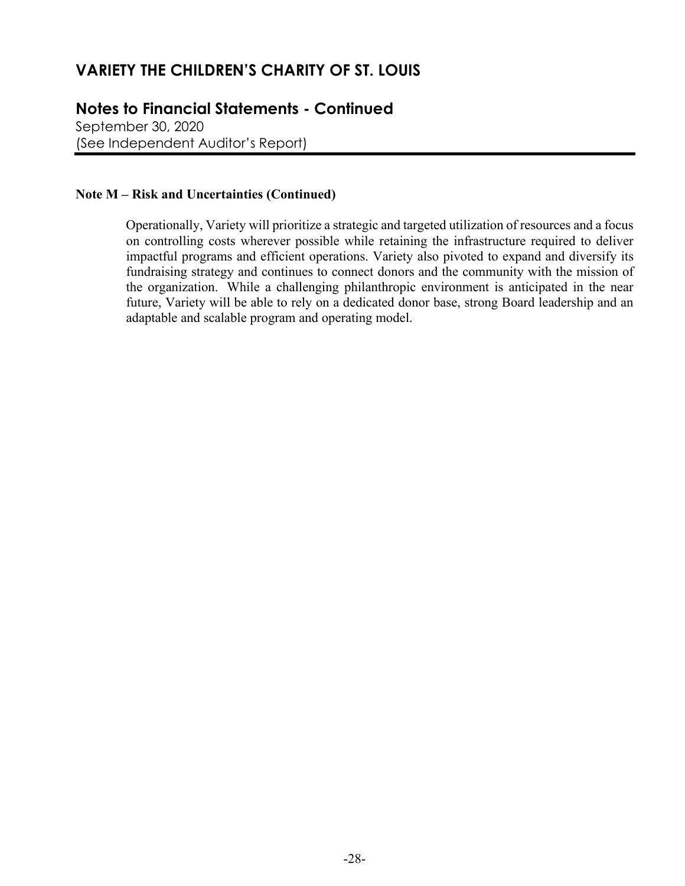**Note M – Risk and Uncertainties (Continued)**

Operationally, Variety will prioritize a strategic and targeted utilization of resources and a focus on controlling costs wherever possible while retaining the infrastructure required to deliver impactful programs and efficient operations. Variety also pivoted to expand and diversify its fundraising strategy and continues to connect donors and the community with the mission of the organization. While a challenging philanthropic environment is anticipated in the near future, Variety will be able to rely on a dedicated donor base, strong Board leadership and an adaptable and scalable program and operating model.